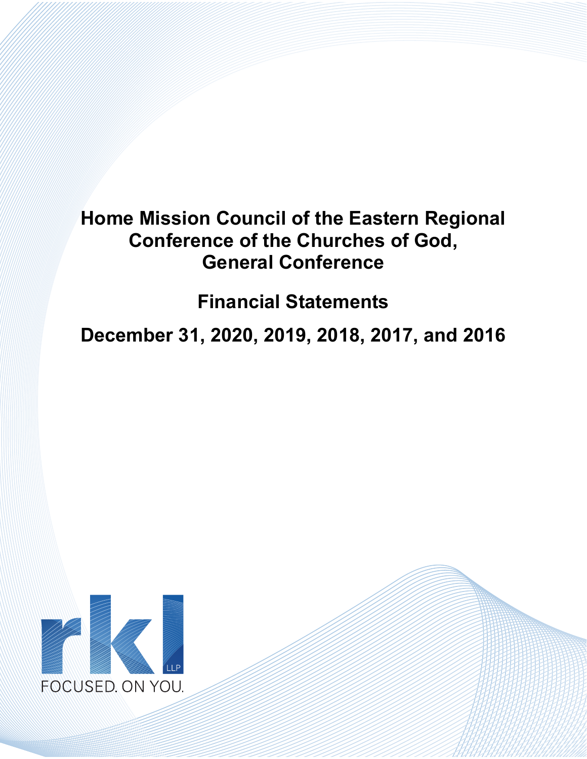# Home Mission Council of the Eastern Regional Conference of the Churches of God, General Conference

## Financial Statements

## December 31, 2020, 2019, 2018, 2017, and 2016

rkl LLP

FOCUSED. ON YOU.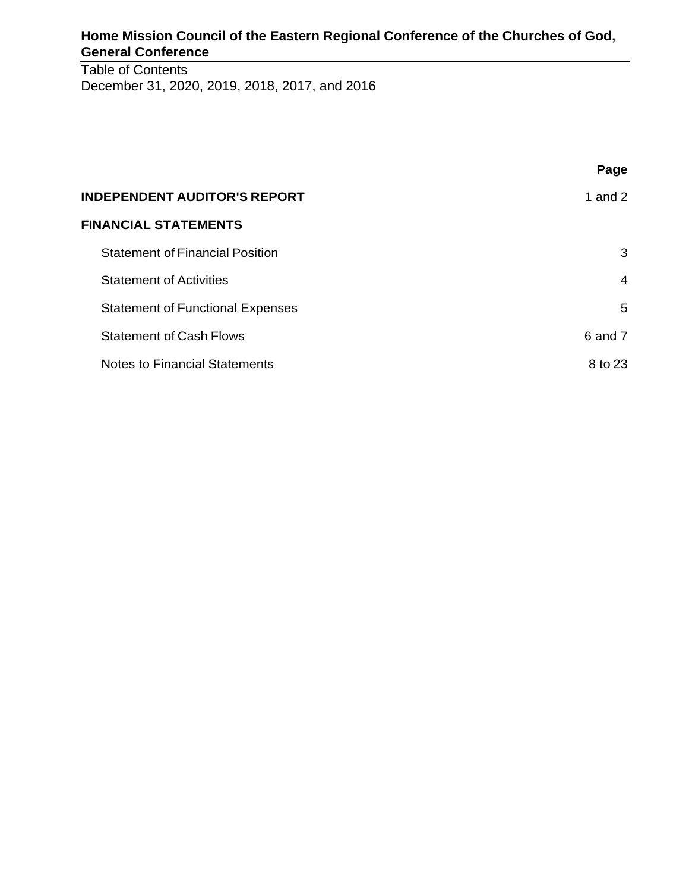**Home Mission Council of the Eastern Regional Conference of the Churches of God, General Conference**

Table of Contents
December 31, 2020, 2019, 2018, 2017, and 2016

| | Page |
|---|---|
| **INDEPENDENT AUDITOR'S REPORT** | 1 and 2 |
| **FINANCIAL STATEMENTS** | |
| Statement of Financial Position | 3 |
| Statement of Activities | 4 |
| Statement of Functional Expenses | 5 |
| Statement of Cash Flows | 6 and 7 |
| Notes to Financial Statements | 8 to 23 |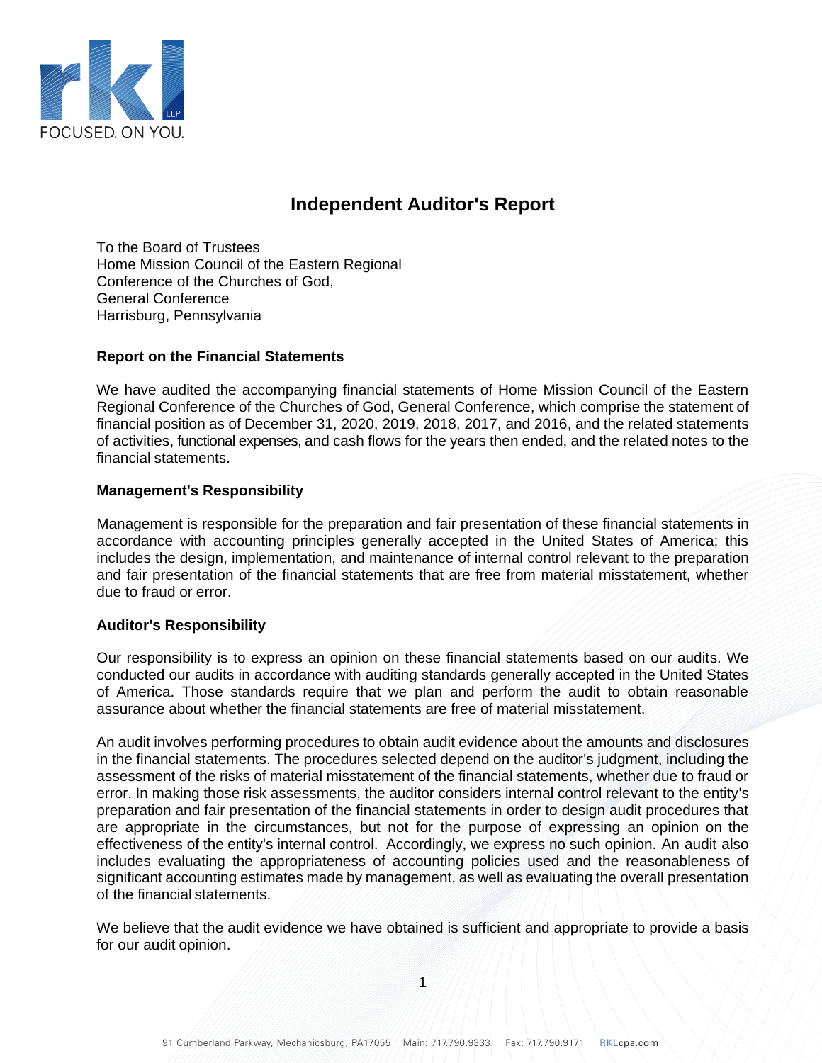# Independent Auditor's Report

To the Board of Trustees
Home Mission Council of the Eastern Regional
Conference of the Churches of God,
General Conference
Harrisburg, Pennsylvania

## Report on the Financial Statements

We have audited the accompanying financial statements of Home Mission Council of the Eastern Regional Conference of the Churches of God, General Conference, which comprise the statement of financial position as of December 31, 2020, 2019, 2018, 2017, and 2016, and the related statements of activities, functional expenses, and cash flows for the years then ended, and the related notes to the financial statements.

## Management's Responsibility

Management is responsible for the preparation and fair presentation of these financial statements in accordance with accounting principles generally accepted in the United States of America; this includes the design, implementation, and maintenance of internal control relevant to the preparation and fair presentation of the financial statements that are free from material misstatement, whether due to fraud or error.

## Auditor's Responsibility

Our responsibility is to express an opinion on these financial statements based on our audits. We conducted our audits in accordance with auditing standards generally accepted in the United States of America. Those standards require that we plan and perform the audit to obtain reasonable assurance about whether the financial statements are free of material misstatement.

An audit involves performing procedures to obtain audit evidence about the amounts and disclosures in the financial statements. The procedures selected depend on the auditor's judgment, including the assessment of the risks of material misstatement of the financial statements, whether due to fraud or error. In making those risk assessments, the auditor considers internal control relevant to the entity's preparation and fair presentation of the financial statements in order to design audit procedures that are appropriate in the circumstances, but not for the purpose of expressing an opinion on the effectiveness of the entity's internal control. Accordingly, we express no such opinion. An audit also includes evaluating the appropriateness of accounting policies used and the reasonableness of significant accounting estimates made by management, as well as evaluating the overall presentation of the financial statements.

We believe that the audit evidence we have obtained is sufficient and appropriate to provide a basis for our audit opinion.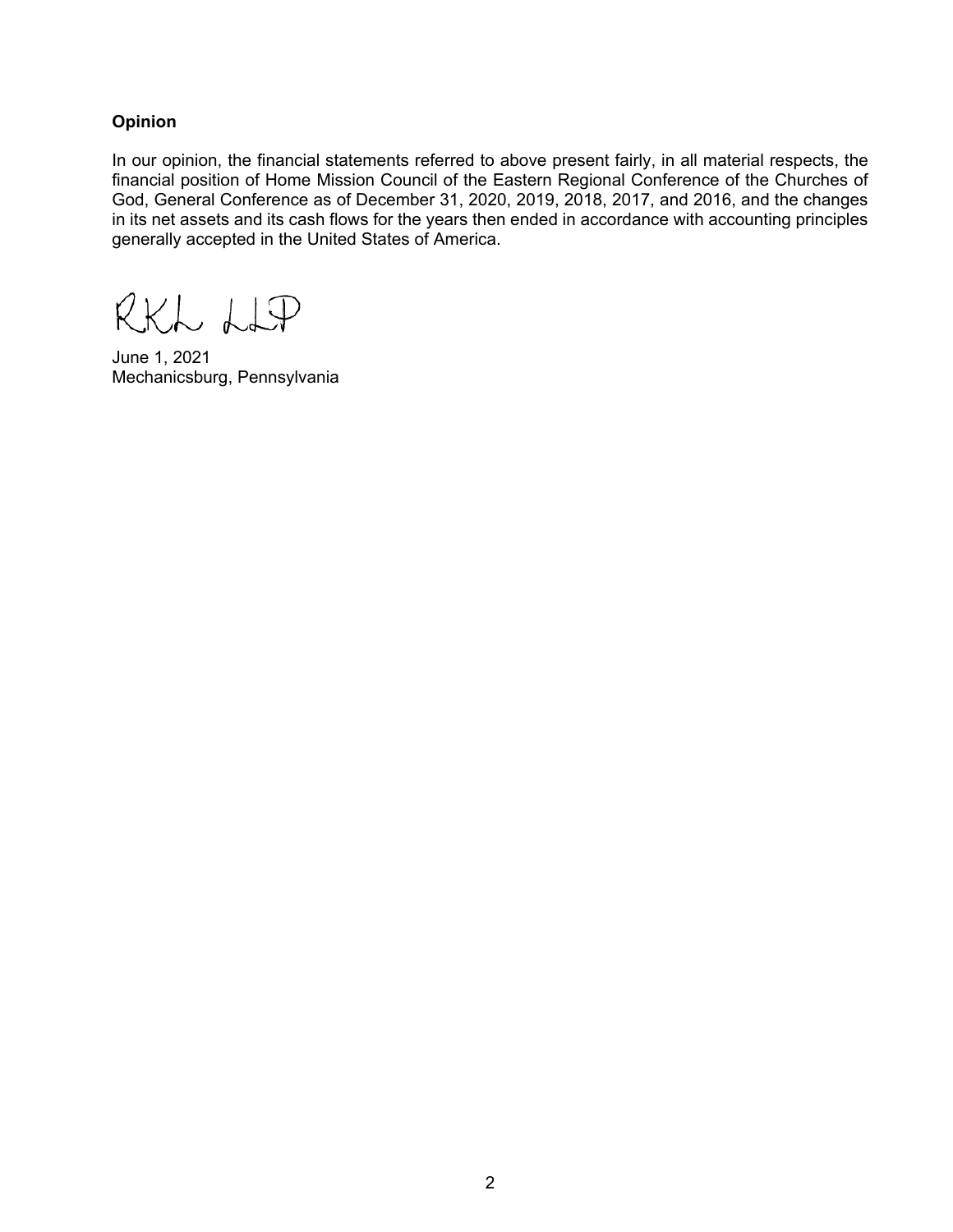**Opinion**

In our opinion, the financial statements referred to above present fairly, in all material respects, the financial position of Home Mission Council of the Eastern Regional Conference of the Churches of God, General Conference as of December 31, 2020, 2019, 2018, 2017, and 2016, and the changes in its net assets and its cash flows for the years then ended in accordance with accounting principles generally accepted in the United States of America.

RKL LLP

June 1, 2021
Mechanicsburg, Pennsylvania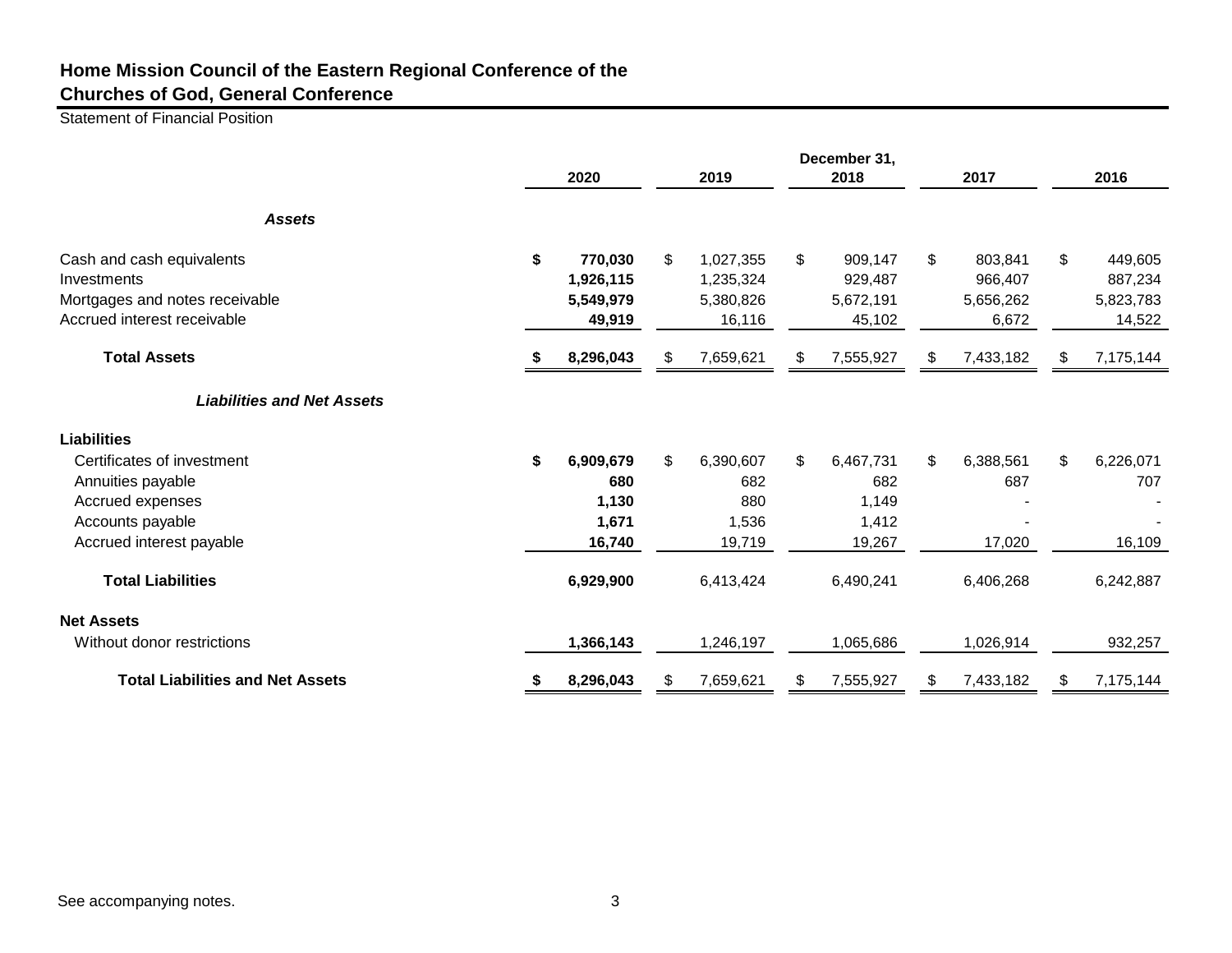## Home Mission Council of the Eastern Regional Conference of the Churches of God, General Conference

Statement of Financial Position

| | December 31, | | | | |
|---|---|---|---|---|---|
| | **2020** | **2019** | **2018** | **2017** | **2016** |
| ***Assets*** | | | | | |
| Cash and cash equivalents | **$ 770,030** | $ 1,027,355 | $ 909,147 | $ 803,841 | $ 449,605 |
| Investments | **1,926,115** | 1,235,324 | 929,487 | 966,407 | 887,234 |
| Mortgages and notes receivable | **5,549,979** | 5,380,826 | 5,672,191 | 5,656,262 | 5,823,783 |
| Accrued interest receivable | **49,919** | 16,116 | 45,102 | 6,672 | 14,522 |
| **Total Assets** | **$ 8,296,043** | $ 7,659,621 | $ 7,555,927 | $ 7,433,182 | $ 7,175,144 |
| ***Liabilities and Net Assets*** | | | | | |
| **Liabilities** | | | | | |
| Certificates of investment | **$ 6,909,679** | $ 6,390,607 | $ 6,467,731 | $ 6,388,561 | $ 6,226,071 |
| Annuities payable | **680** | 682 | 682 | 687 | 707 |
| Accrued expenses | **1,130** | 880 | 1,149 | - | - |
| Accounts payable | **1,671** | 1,536 | 1,412 | - | - |
| Accrued interest payable | **16,740** | 19,719 | 19,267 | 17,020 | 16,109 |
| **Total Liabilities** | **6,929,900** | 6,413,424 | 6,490,241 | 6,406,268 | 6,242,887 |
| **Net Assets** | | | | | |
| Without donor restrictions | **1,366,143** | 1,246,197 | 1,065,686 | 1,026,914 | 932,257 |
| **Total Liabilities and Net Assets** | **$ 8,296,043** | $ 7,659,621 | $ 7,555,927 | $ 7,433,182 | $ 7,175,144 |

See accompanying notes.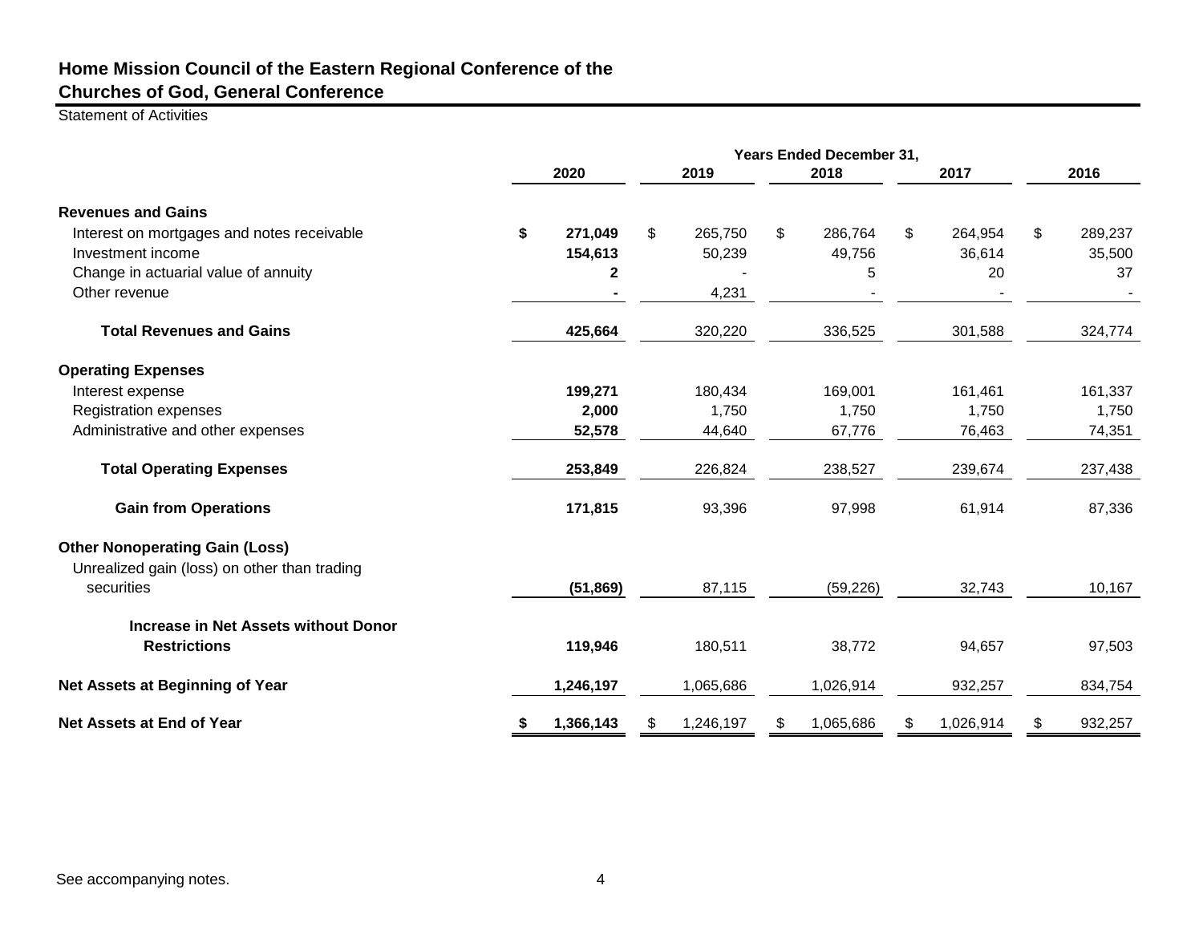## Home Mission Council of the Eastern Regional Conference of the Churches of God, General Conference

Statement of Activities

| | Years Ended December 31, | | | | |
|---|---|---|---|---|---|
| | **2020** | **2019** | **2018** | **2017** | **2016** |
| **Revenues and Gains** | | | | | |
| Interest on mortgages and notes receivable | **$ 271,049** | $ 265,750 | $ 286,764 | $ 264,954 | $ 289,237 |
| Investment income | **154,613** | 50,239 | 49,756 | 36,614 | 35,500 |
| Change in actuarial value of annuity | **2** | - | 5 | 20 | 37 |
| Other revenue | **-** | 4,231 | - | - | - |
| **Total Revenues and Gains** | **425,664** | 320,220 | 336,525 | 301,588 | 324,774 |
| **Operating Expenses** | | | | | |
| Interest expense | **199,271** | 180,434 | 169,001 | 161,461 | 161,337 |
| Registration expenses | **2,000** | 1,750 | 1,750 | 1,750 | 1,750 |
| Administrative and other expenses | **52,578** | 44,640 | 67,776 | 76,463 | 74,351 |
| **Total Operating Expenses** | **253,849** | 226,824 | 238,527 | 239,674 | 237,438 |
| **Gain from Operations** | **171,815** | 93,396 | 97,998 | 61,914 | 87,336 |
| **Other Nonoperating Gain (Loss)** | | | | | |
| Unrealized gain (loss) on other than trading securities | **(51,869)** | 87,115 | (59,226) | 32,743 | 10,167 |
| **Increase in Net Assets without Donor Restrictions** | **119,946** | 180,511 | 38,772 | 94,657 | 97,503 |
| **Net Assets at Beginning of Year** | **1,246,197** | 1,065,686 | 1,026,914 | 932,257 | 834,754 |
| **Net Assets at End of Year** | **$ 1,366,143** | $ 1,246,197 | $ 1,065,686 | $ 1,026,914 | $ 932,257 |

See accompanying notes.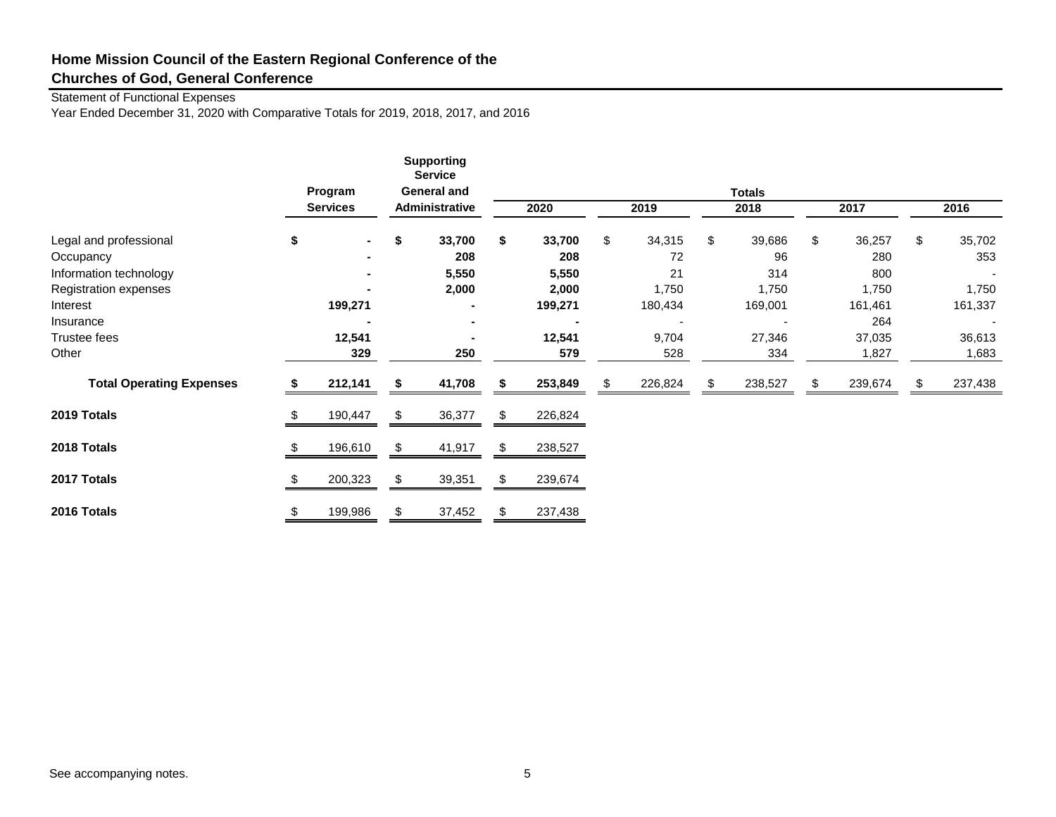## Home Mission Council of the Eastern Regional Conference of the Churches of God, General Conference

Statement of Functional Expenses

Year Ended December 31, 2020 with Comparative Totals for 2019, 2018, 2017, and 2016

| | Program Services | Supporting Service General and Administrative | Totals 2020 | 2019 | 2018 | 2017 | 2016 |
|---|---|---|---|---|---|---|---|
| Legal and professional | $ - | $ 33,700 | $ 33,700 | $ 34,315 | $ 39,686 | $ 36,257 | $ 35,702 |
| Occupancy | - | 208 | 208 | 72 | 96 | 280 | 353 |
| Information technology | - | 5,550 | 5,550 | 21 | 314 | 800 | - |
| Registration expenses | - | 2,000 | 2,000 | 1,750 | 1,750 | 1,750 | 1,750 |
| Interest | 199,271 | - | 199,271 | 180,434 | 169,001 | 161,461 | 161,337 |
| Insurance | - | - | - | - | - | 264 | - |
| Trustee fees | 12,541 | - | 12,541 | 9,704 | 27,346 | 37,035 | 36,613 |
| Other | 329 | 250 | 579 | 528 | 334 | 1,827 | 1,683 |
| **Total Operating Expenses** | **$ 212,141** | **$ 41,708** | **$ 253,849** | $ 226,824 | $ 238,527 | $ 239,674 | $ 237,438 |
| **2019 Totals** | $ 190,447 | $ 36,377 | $ 226,824 | | | | |
| **2018 Totals** | $ 196,610 | $ 41,917 | $ 238,527 | | | | |
| **2017 Totals** | $ 200,323 | $ 39,351 | $ 239,674 | | | | |
| **2016 Totals** | $ 199,986 | $ 37,452 | $ 237,438 | | | | |

See accompanying notes.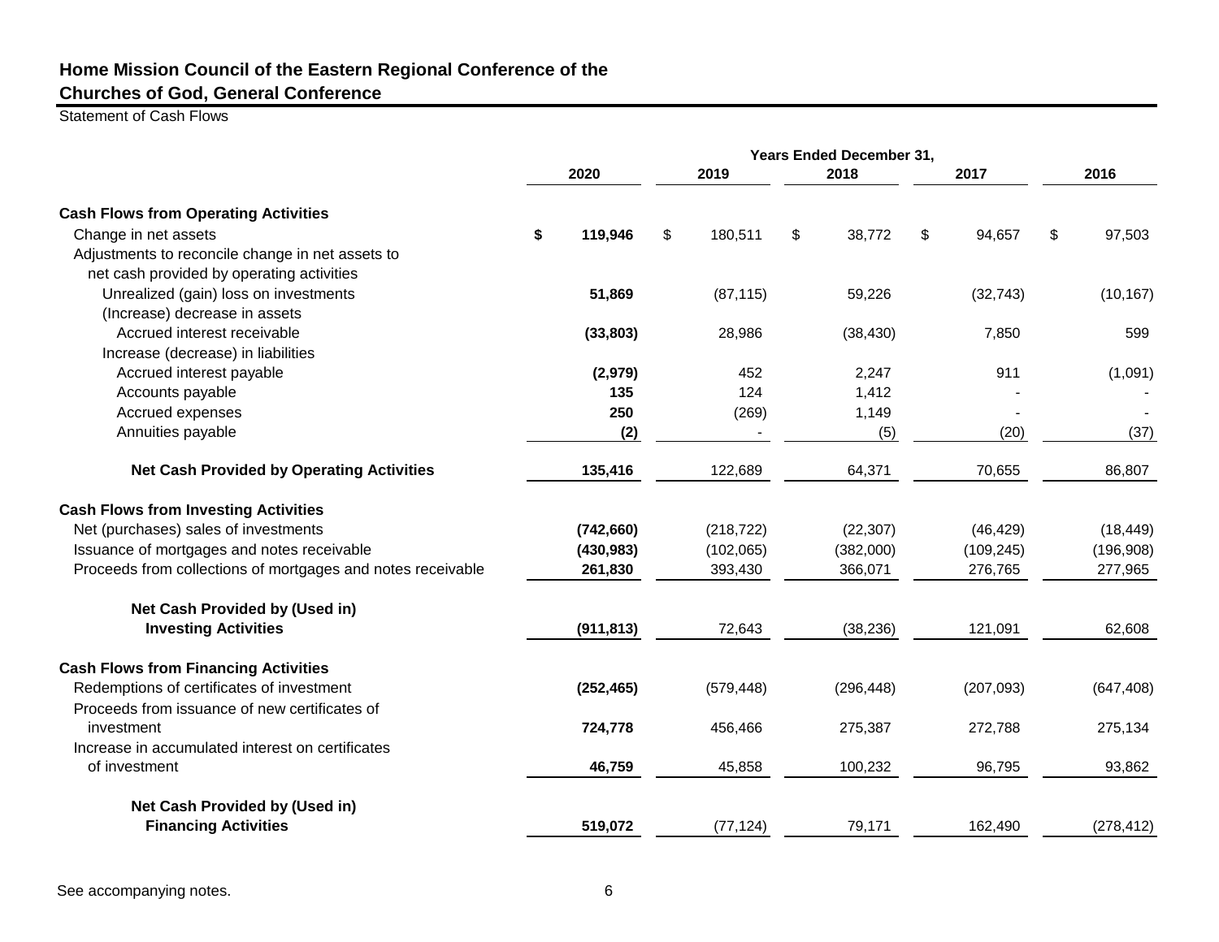## Home Mission Council of the Eastern Regional Conference of the Churches of God, General Conference

Statement of Cash Flows

| | Years Ended December 31, | | | | |
|---|---|---|---|---|---|
| | **2020** | **2019** | **2018** | **2017** | **2016** |
| **Cash Flows from Operating Activities** | | | | | |
| Change in net assets | **$ 119,946** | $ 180,511 | $ 38,772 | $ 94,657 | $ 97,503 |
| Adjustments to reconcile change in net assets to net cash provided by operating activities | | | | | |
| Unrealized (gain) loss on investments | **51,869** | (87,115) | 59,226 | (32,743) | (10,167) |
| (Increase) decrease in assets | | | | | |
| Accrued interest receivable | **(33,803)** | 28,986 | (38,430) | 7,850 | 599 |
| Increase (decrease) in liabilities | | | | | |
| Accrued interest payable | **(2,979)** | 452 | 2,247 | 911 | (1,091) |
| Accounts payable | **135** | 124 | 1,412 | - | - |
| Accrued expenses | **250** | (269) | 1,149 | - | - |
| Annuities payable | **(2)** | - | (5) | (20) | (37) |
| **Net Cash Provided by Operating Activities** | **135,416** | 122,689 | 64,371 | 70,655 | 86,807 |
| **Cash Flows from Investing Activities** | | | | | |
| Net (purchases) sales of investments | **(742,660)** | (218,722) | (22,307) | (46,429) | (18,449) |
| Issuance of mortgages and notes receivable | **(430,983)** | (102,065) | (382,000) | (109,245) | (196,908) |
| Proceeds from collections of mortgages and notes receivable | **261,830** | 393,430 | 366,071 | 276,765 | 277,965 |
| **Net Cash Provided by (Used in) Investing Activities** | **(911,813)** | 72,643 | (38,236) | 121,091 | 62,608 |
| **Cash Flows from Financing Activities** | | | | | |
| Redemptions of certificates of investment | **(252,465)** | (579,448) | (296,448) | (207,093) | (647,408) |
| Proceeds from issuance of new certificates of investment | **724,778** | 456,466 | 275,387 | 272,788 | 275,134 |
| Increase in accumulated interest on certificates of investment | **46,759** | 45,858 | 100,232 | 96,795 | 93,862 |
| **Net Cash Provided by (Used in) Financing Activities** | **519,072** | (77,124) | 79,171 | 162,490 | (278,412) |

See accompanying notes.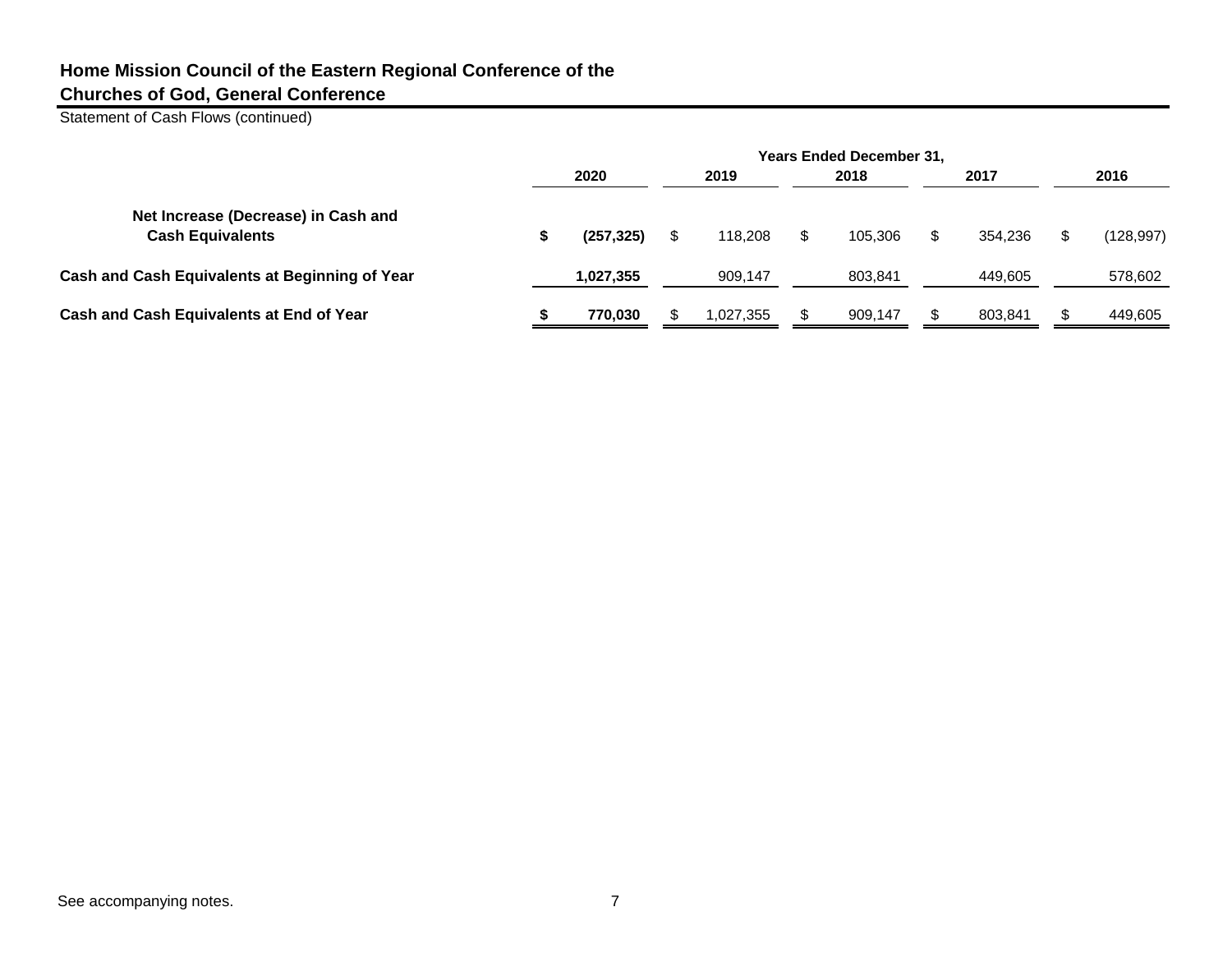## Home Mission Council of the Eastern Regional Conference of the Churches of God, General Conference

Statement of Cash Flows (continued)

| | Years Ended December 31, | | | | |
|---|---|---|---|---|---|
| | **2020** | **2019** | **2018** | **2017** | **2016** |
| **Net Increase (Decrease) in Cash and Cash Equivalents** | **$ (257,325)** | $ 118,208 | $ 105,306 | $ 354,236 | $ (128,997) |
| **Cash and Cash Equivalents at Beginning of Year** | **1,027,355** | 909,147 | 803,841 | 449,605 | 578,602 |
| **Cash and Cash Equivalents at End of Year** | **$ 770,030** | $ 1,027,355 | $ 909,147 | $ 803,841 | $ 449,605 |

See accompanying notes.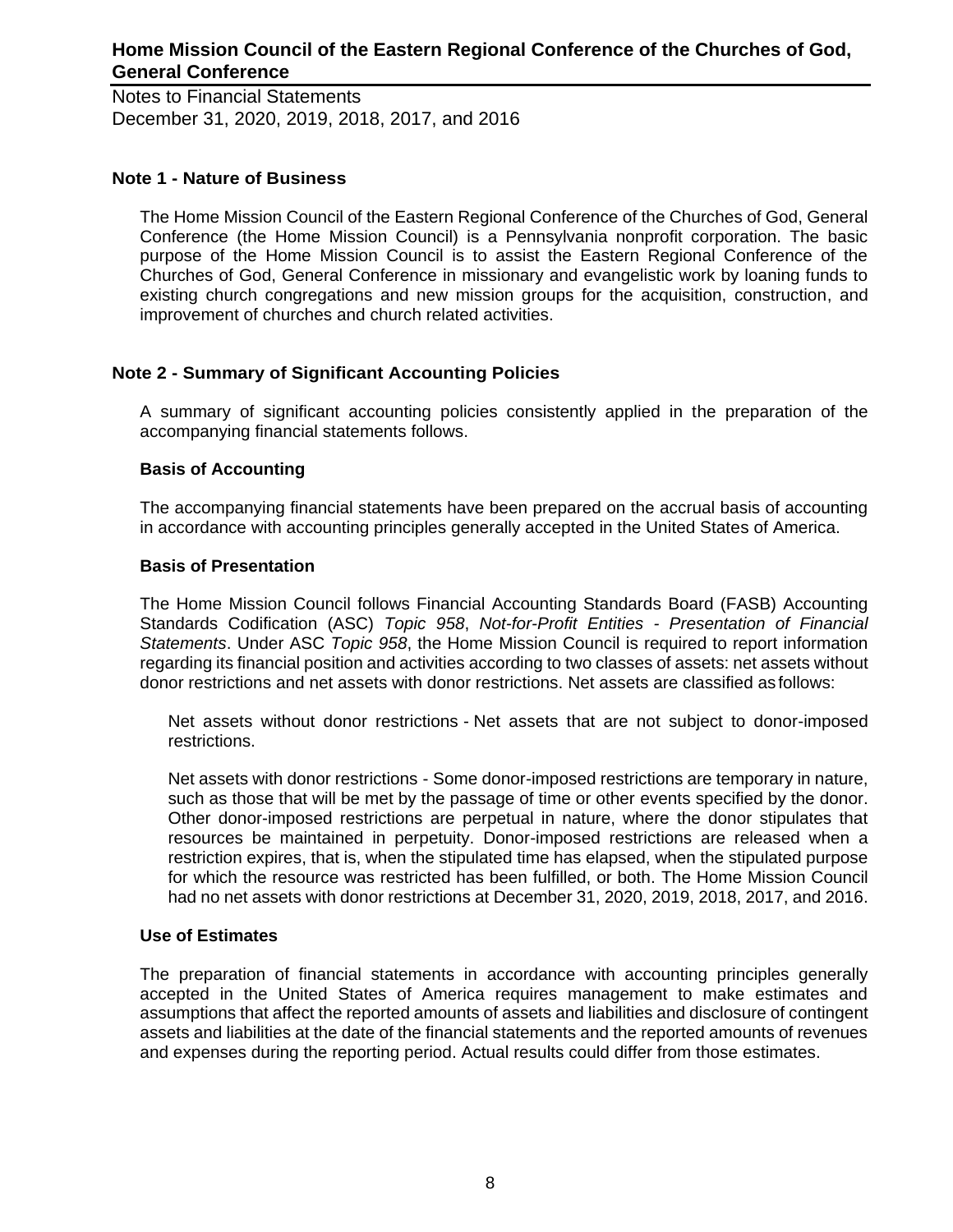# Home Mission Council of the Eastern Regional Conference of the Churches of God, General Conference

Notes to Financial Statements
December 31, 2020, 2019, 2018, 2017, and 2016

## Note 1 - Nature of Business

The Home Mission Council of the Eastern Regional Conference of the Churches of God, General Conference (the Home Mission Council) is a Pennsylvania nonprofit corporation. The basic purpose of the Home Mission Council is to assist the Eastern Regional Conference of the Churches of God, General Conference in missionary and evangelistic work by loaning funds to existing church congregations and new mission groups for the acquisition, construction, and improvement of churches and church related activities.

## Note 2 - Summary of Significant Accounting Policies

A summary of significant accounting policies consistently applied in the preparation of the accompanying financial statements follows.

### Basis of Accounting

The accompanying financial statements have been prepared on the accrual basis of accounting in accordance with accounting principles generally accepted in the United States of America.

### Basis of Presentation

The Home Mission Council follows Financial Accounting Standards Board (FASB) Accounting Standards Codification (ASC) *Topic 958*, *Not-for-Profit Entities - Presentation of Financial Statements*. Under ASC *Topic 958*, the Home Mission Council is required to report information regarding its financial position and activities according to two classes of assets: net assets without donor restrictions and net assets with donor restrictions. Net assets are classified as follows:

Net assets without donor restrictions - Net assets that are not subject to donor-imposed restrictions.

Net assets with donor restrictions - Some donor-imposed restrictions are temporary in nature, such as those that will be met by the passage of time or other events specified by the donor. Other donor-imposed restrictions are perpetual in nature, where the donor stipulates that resources be maintained in perpetuity. Donor-imposed restrictions are released when a restriction expires, that is, when the stipulated time has elapsed, when the stipulated purpose for which the resource was restricted has been fulfilled, or both. The Home Mission Council had no net assets with donor restrictions at December 31, 2020, 2019, 2018, 2017, and 2016.

### Use of Estimates

The preparation of financial statements in accordance with accounting principles generally accepted in the United States of America requires management to make estimates and assumptions that affect the reported amounts of assets and liabilities and disclosure of contingent assets and liabilities at the date of the financial statements and the reported amounts of revenues and expenses during the reporting period. Actual results could differ from those estimates.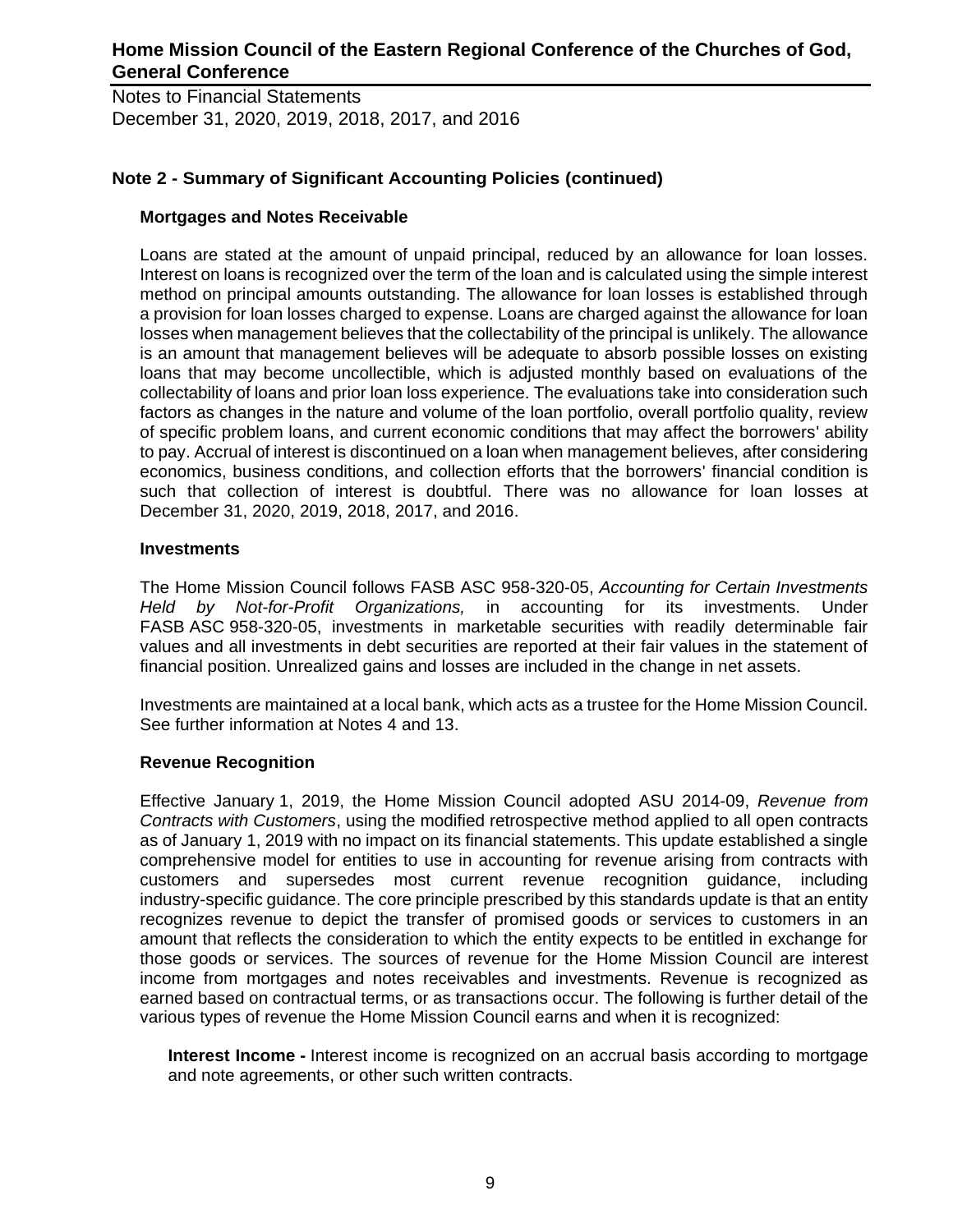## Note 2 - Summary of Significant Accounting Policies (continued)

### Mortgages and Notes Receivable

Loans are stated at the amount of unpaid principal, reduced by an allowance for loan losses. Interest on loans is recognized over the term of the loan and is calculated using the simple interest method on principal amounts outstanding. The allowance for loan losses is established through a provision for loan losses charged to expense. Loans are charged against the allowance for loan losses when management believes that the collectability of the principal is unlikely. The allowance is an amount that management believes will be adequate to absorb possible losses on existing loans that may become uncollectible, which is adjusted monthly based on evaluations of the collectability of loans and prior loan loss experience. The evaluations take into consideration such factors as changes in the nature and volume of the loan portfolio, overall portfolio quality, review of specific problem loans, and current economic conditions that may affect the borrowers' ability to pay. Accrual of interest is discontinued on a loan when management believes, after considering economics, business conditions, and collection efforts that the borrowers' financial condition is such that collection of interest is doubtful. There was no allowance for loan losses at December 31, 2020, 2019, 2018, 2017, and 2016.

### Investments

The Home Mission Council follows FASB ASC 958-320-05, *Accounting for Certain Investments Held by Not-for-Profit Organizations,* in accounting for its investments. Under FASB ASC 958-320-05, investments in marketable securities with readily determinable fair values and all investments in debt securities are reported at their fair values in the statement of financial position. Unrealized gains and losses are included in the change in net assets.

Investments are maintained at a local bank, which acts as a trustee for the Home Mission Council. See further information at Notes 4 and 13.

### Revenue Recognition

Effective January 1, 2019, the Home Mission Council adopted ASU 2014-09, *Revenue from Contracts with Customers*, using the modified retrospective method applied to all open contracts as of January 1, 2019 with no impact on its financial statements. This update established a single comprehensive model for entities to use in accounting for revenue arising from contracts with customers and supersedes most current revenue recognition guidance, including industry-specific guidance. The core principle prescribed by this standards update is that an entity recognizes revenue to depict the transfer of promised goods or services to customers in an amount that reflects the consideration to which the entity expects to be entitled in exchange for those goods or services. The sources of revenue for the Home Mission Council are interest income from mortgages and notes receivables and investments. Revenue is recognized as earned based on contractual terms, or as transactions occur. The following is further detail of the various types of revenue the Home Mission Council earns and when it is recognized:

**Interest Income -** Interest income is recognized on an accrual basis according to mortgage and note agreements, or other such written contracts.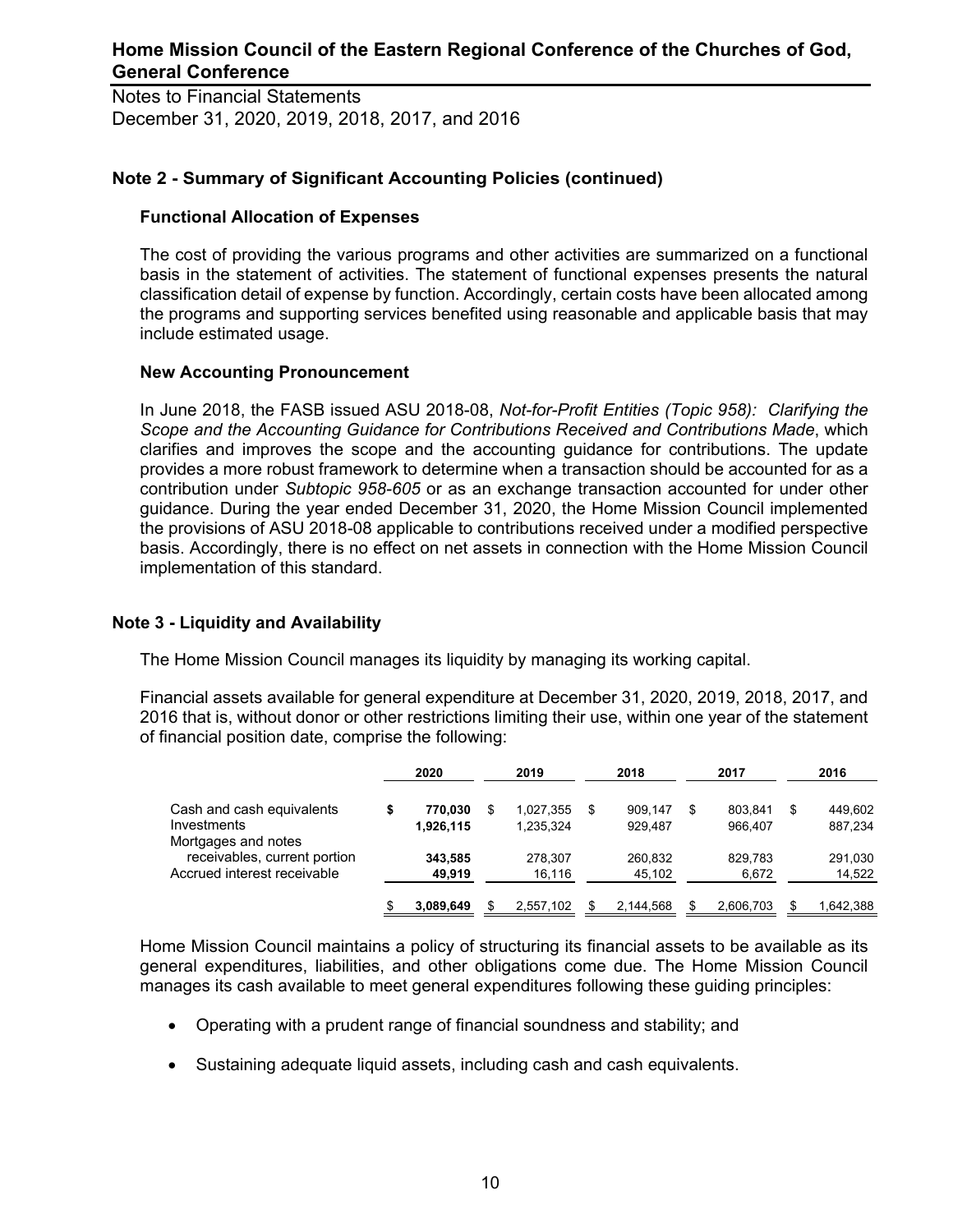**Note 2 - Summary of Significant Accounting Policies (continued)**

**Functional Allocation of Expenses**

The cost of providing the various programs and other activities are summarized on a functional basis in the statement of activities. The statement of functional expenses presents the natural classification detail of expense by function. Accordingly, certain costs have been allocated among the programs and supporting services benefited using reasonable and applicable basis that may include estimated usage.

**New Accounting Pronouncement**

In June 2018, the FASB issued ASU 2018-08, *Not-for-Profit Entities (Topic 958): Clarifying the Scope and the Accounting Guidance for Contributions Received and Contributions Made*, which clarifies and improves the scope and the accounting guidance for contributions. The update provides a more robust framework to determine when a transaction should be accounted for as a contribution under *Subtopic 958-605* or as an exchange transaction accounted for under other guidance. During the year ended December 31, 2020, the Home Mission Council implemented the provisions of ASU 2018-08 applicable to contributions received under a modified perspective basis. Accordingly, there is no effect on net assets in connection with the Home Mission Council implementation of this standard.

**Note 3 - Liquidity and Availability**

The Home Mission Council manages its liquidity by managing its working capital.

Financial assets available for general expenditure at December 31, 2020, 2019, 2018, 2017, and 2016 that is, without donor or other restrictions limiting their use, within one year of the statement of financial position date, comprise the following:

| | 2020 | 2019 | 2018 | 2017 | 2016 |
|---|---|---|---|---|---|
| Cash and cash equivalents | **$ 770,030** | $ 1,027,355 | $ 909,147 | $ 803,841 | $ 449,602 |
| Investments | **1,926,115** | 1,235,324 | 929,487 | 966,407 | 887,234 |
| Mortgages and notes receivables, current portion | **343,585** | 278,307 | 260,832 | 829,783 | 291,030 |
| Accrued interest receivable | **49,919** | 16,116 | 45,102 | 6,672 | 14,522 |
| | **$ 3,089,649** | $ 2,557,102 | $ 2,144,568 | $ 2,606,703 | $ 1,642,388 |

Home Mission Council maintains a policy of structuring its financial assets to be available as its general expenditures, liabilities, and other obligations come due. The Home Mission Council manages its cash available to meet general expenditures following these guiding principles:

- Operating with a prudent range of financial soundness and stability; and
- Sustaining adequate liquid assets, including cash and cash equivalents.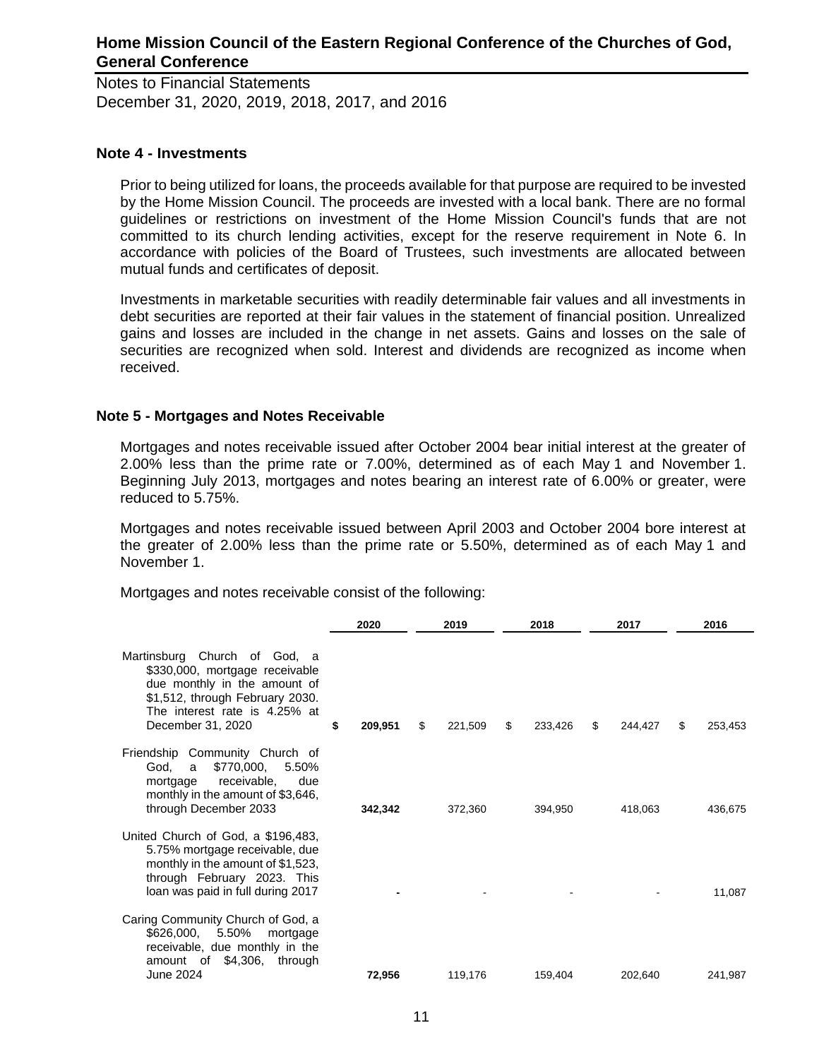# Home Mission Council of the Eastern Regional Conference of the Churches of God, General Conference

Notes to Financial Statements
December 31, 2020, 2019, 2018, 2017, and 2016

## Note 4 - Investments

Prior to being utilized for loans, the proceeds available for that purpose are required to be invested by the Home Mission Council. The proceeds are invested with a local bank. There are no formal guidelines or restrictions on investment of the Home Mission Council's funds that are not committed to its church lending activities, except for the reserve requirement in Note 6. In accordance with policies of the Board of Trustees, such investments are allocated between mutual funds and certificates of deposit.

Investments in marketable securities with readily determinable fair values and all investments in debt securities are reported at their fair values in the statement of financial position. Unrealized gains and losses are included in the change in net assets. Gains and losses on the sale of securities are recognized when sold. Interest and dividends are recognized as income when received.

## Note 5 - Mortgages and Notes Receivable

Mortgages and notes receivable issued after October 2004 bear initial interest at the greater of 2.00% less than the prime rate or 7.00%, determined as of each May 1 and November 1. Beginning July 2013, mortgages and notes bearing an interest rate of 6.00% or greater, were reduced to 5.75%.

Mortgages and notes receivable issued between April 2003 and October 2004 bore interest at the greater of 2.00% less than the prime rate or 5.50%, determined as of each May 1 and November 1.

Mortgages and notes receivable consist of the following:

| | 2020 | 2019 | 2018 | 2017 | 2016 |
|---|---|---|---|---|---|
| Martinsburg Church of God, a $330,000, mortgage receivable due monthly in the amount of $1,512, through February 2030. The interest rate is 4.25% at December 31, 2020 | **$ 209,951** | $ 221,509 | $ 233,426 | $ 244,427 | $ 253,453 |
| Friendship Community Church of God, a $770,000, 5.50% mortgage receivable, due monthly in the amount of $3,646, through December 2033 | **342,342** | 372,360 | 394,950 | 418,063 | 436,675 |
| United Church of God, a $196,483, 5.75% mortgage receivable, due monthly in the amount of $1,523, through February 2023. This loan was paid in full during 2017 | **-** | - | - | - | 11,087 |
| Caring Community Church of God, a $626,000, 5.50% mortgage receivable, due monthly in the amount of $4,306, through June 2024 | **72,956** | 119,176 | 159,404 | 202,640 | 241,987 |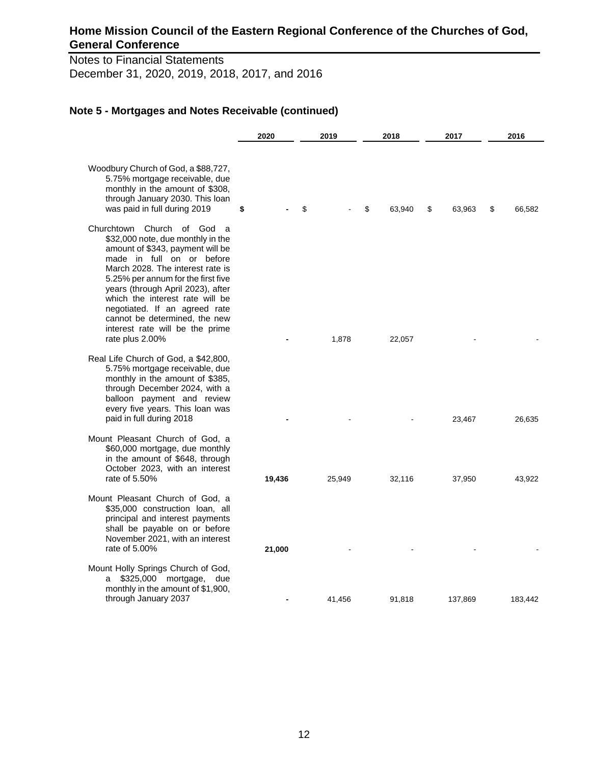# Home Mission Council of the Eastern Regional Conference of the Churches of God, General Conference

Notes to Financial Statements
December 31, 2020, 2019, 2018, 2017, and 2016

## Note 5 - Mortgages and Notes Receivable (continued)

| | 2020 | 2019 | 2018 | 2017 | 2016 |
|---|---|---|---|---|---|
| Woodbury Church of God, a $88,727, 5.75% mortgage receivable, due monthly in the amount of $308, through January 2030. This loan was paid in full during 2019 | **$ -** | $ - | $ 63,940 | $ 63,963 | $ 66,582 |
| Churchtown Church of God a $32,000 note, due monthly in the amount of $343, payment will be made in full on or before March 2028. The interest rate is 5.25% per annum for the first five years (through April 2023), after which the interest rate will be negotiated. If an agreed rate cannot be determined, the new interest rate will be the prime rate plus 2.00% | **-** | 1,878 | 22,057 | - | - |
| Real Life Church of God, a $42,800, 5.75% mortgage receivable, due monthly in the amount of $385, through December 2024, with a balloon payment and review every five years. This loan was paid in full during 2018 | **-** | - | - | 23,467 | 26,635 |
| Mount Pleasant Church of God, a $60,000 mortgage, due monthly in the amount of $648, through October 2023, with an interest rate of 5.50% | **19,436** | 25,949 | 32,116 | 37,950 | 43,922 |
| Mount Pleasant Church of God, a $35,000 construction loan, all principal and interest payments shall be payable on or before November 2021, with an interest rate of 5.00% | **21,000** | - | - | - | - |
| Mount Holly Springs Church of God, a $325,000 mortgage, due monthly in the amount of $1,900, through January 2037 | **-** | 41,456 | 91,818 | 137,869 | 183,442 |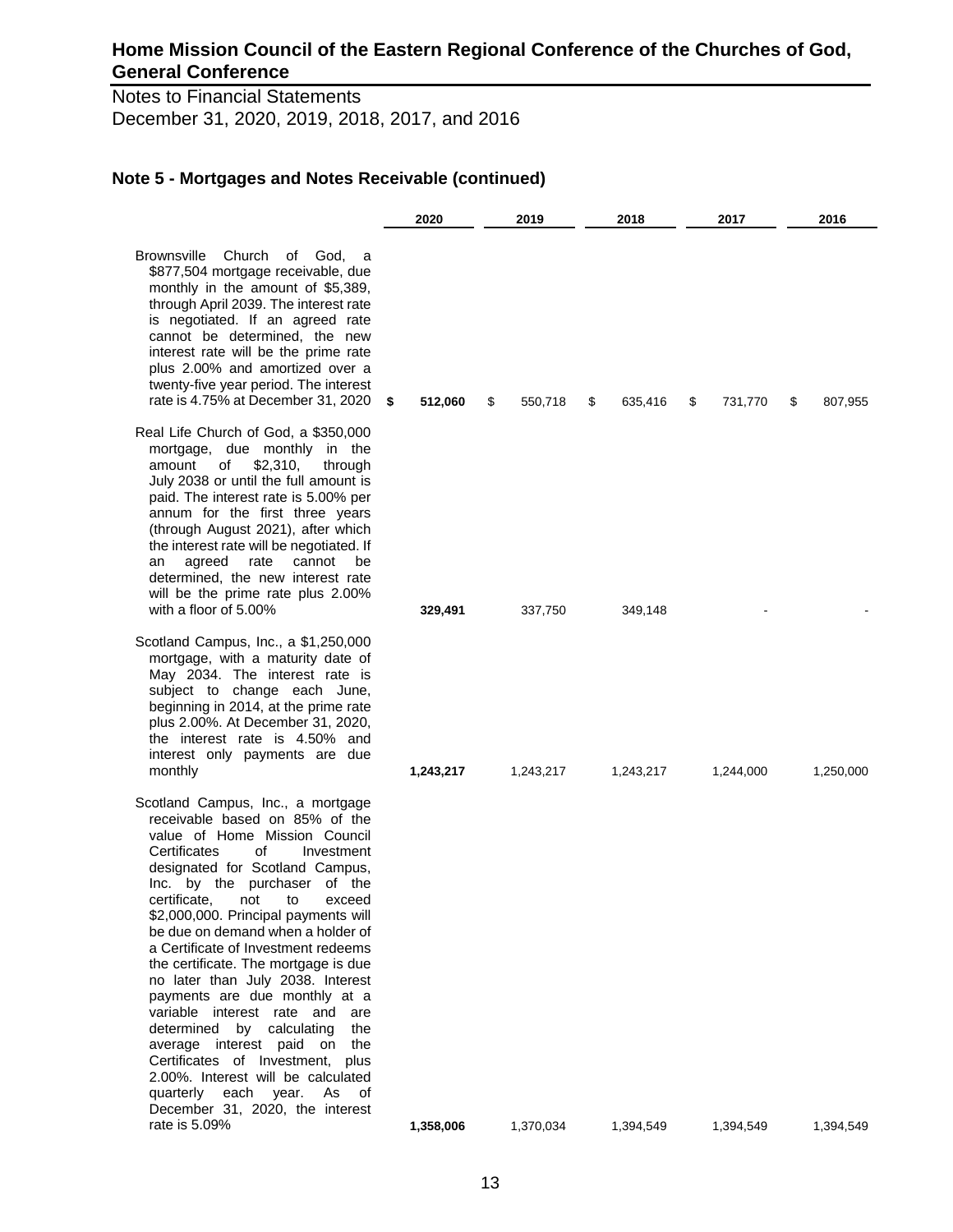# Home Mission Council of the Eastern Regional Conference of the Churches of God, General Conference

Notes to Financial Statements
December 31, 2020, 2019, 2018, 2017, and 2016

## Note 5 - Mortgages and Notes Receivable (continued)

| | 2020 | 2019 | 2018 | 2017 | 2016 |
|---|---|---|---|---|---|
| Brownsville Church of God, a $877,504 mortgage receivable, due monthly in the amount of $5,389, through April 2039. The interest rate is negotiated. If an agreed rate cannot be determined, the new interest rate will be the prime rate plus 2.00% and amortized over a twenty-five year period. The interest rate is 4.75% at December 31, 2020 | **$ 512,060** | $ 550,718 | $ 635,416 | $ 731,770 | $ 807,955 |
| Real Life Church of God, a $350,000 mortgage, due monthly in the amount of $2,310, through July 2038 or until the full amount is paid. The interest rate is 5.00% per annum for the first three years (through August 2021), after which the interest rate will be negotiated. If an agreed rate cannot be determined, the new interest rate will be the prime rate plus 2.00% with a floor of 5.00% | **329,491** | 337,750 | 349,148 | - | - |
| Scotland Campus, Inc., a $1,250,000 mortgage, with a maturity date of May 2034. The interest rate is subject to change each June, beginning in 2014, at the prime rate plus 2.00%. At December 31, 2020, the interest rate is 4.50% and interest only payments are due monthly | **1,243,217** | 1,243,217 | 1,243,217 | 1,244,000 | 1,250,000 |
| Scotland Campus, Inc., a mortgage receivable based on 85% of the value of Home Mission Council Certificates of Investment designated for Scotland Campus, Inc. by the purchaser of the certificate, not to exceed $2,000,000. Principal payments will be due on demand when a holder of a Certificate of Investment redeems the certificate. The mortgage is due no later than July 2038. Interest payments are due monthly at a variable interest rate and are determined by calculating the average interest paid on the Certificates of Investment, plus 2.00%. Interest will be calculated quarterly each year. As of December 31, 2020, the interest rate is 5.09% | **1,358,006** | 1,370,034 | 1,394,549 | 1,394,549 | 1,394,549 |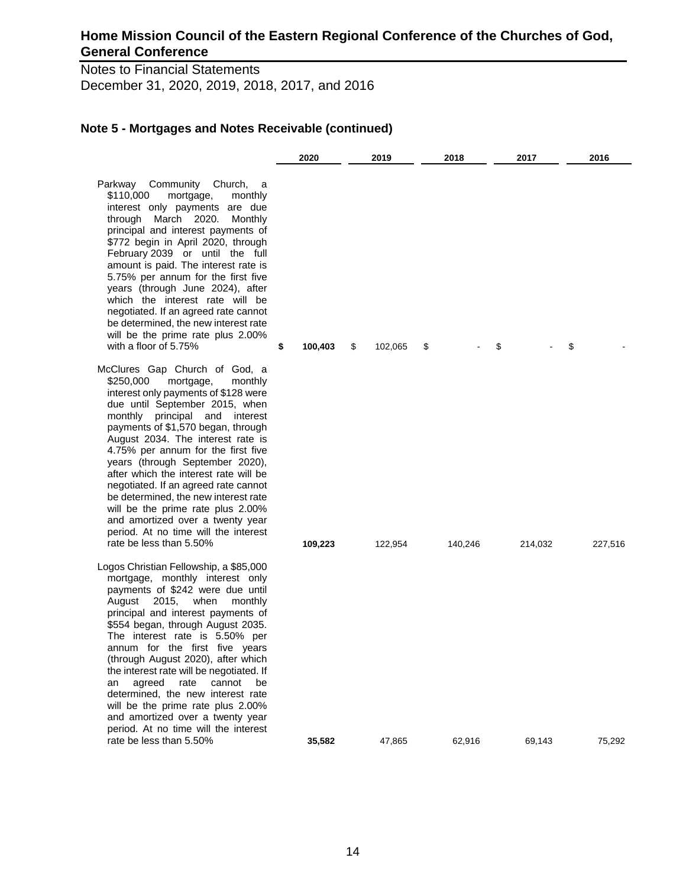# Home Mission Council of the Eastern Regional Conference of the Churches of God, General Conference

Notes to Financial Statements
December 31, 2020, 2019, 2018, 2017, and 2016

## Note 5 - Mortgages and Notes Receivable (continued)

| | 2020 | 2019 | 2018 | 2017 | 2016 |
|---|---|---|---|---|---|
| Parkway Community Church, a $110,000 mortgage, monthly interest only payments are due through March 2020. Monthly principal and interest payments of $772 begin in April 2020, through February 2039 or until the full amount is paid. The interest rate is 5.75% per annum for the first five years (through June 2024), after which the interest rate will be negotiated. If an agreed rate cannot be determined, the new interest rate will be the prime rate plus 2.00% with a floor of 5.75% | **$ 100,403** | $ 102,065 | $ - | $ - | $ - |
| McClures Gap Church of God, a $250,000 mortgage, monthly interest only payments of $128 were due until September 2015, when monthly principal and interest payments of $1,570 began, through August 2034. The interest rate is 4.75% per annum for the first five years (through September 2020), after which the interest rate will be negotiated. If an agreed rate cannot be determined, the new interest rate will be the prime rate plus 2.00% and amortized over a twenty year period. At no time will the interest rate be less than 5.50% | **109,223** | 122,954 | 140,246 | 214,032 | 227,516 |
| Logos Christian Fellowship, a $85,000 mortgage, monthly interest only payments of $242 were due until August 2015, when monthly principal and interest payments of $554 began, through August 2035. The interest rate is 5.50% per annum for the first five years (through August 2020), after which the interest rate will be negotiated. If an agreed rate cannot be determined, the new interest rate will be the prime rate plus 2.00% and amortized over a twenty year period. At no time will the interest rate be less than 5.50% | **35,582** | 47,865 | 62,916 | 69,143 | 75,292 |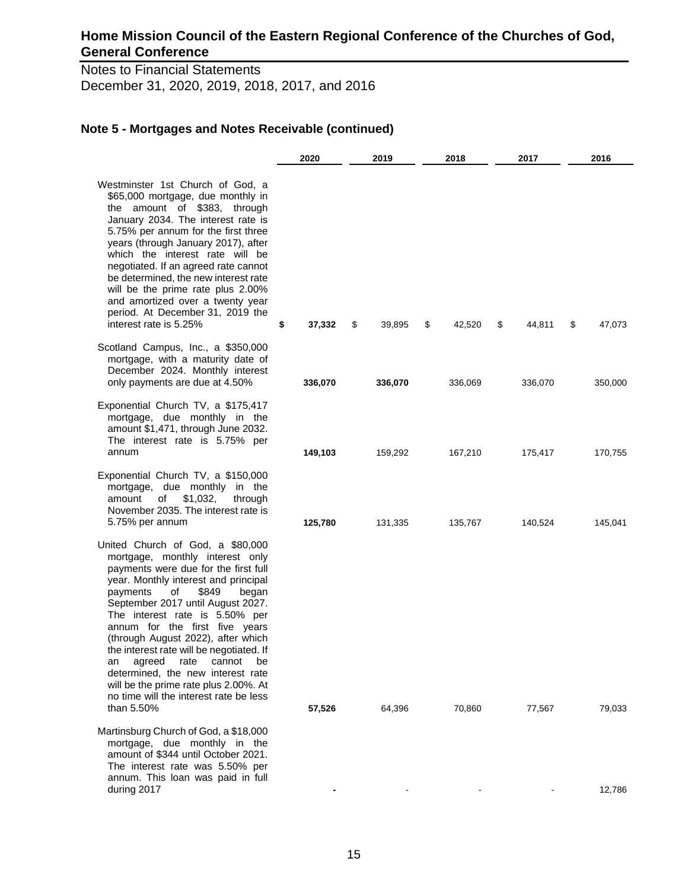# Home Mission Council of the Eastern Regional Conference of the Churches of God, General Conference

Notes to Financial Statements
December 31, 2020, 2019, 2018, 2017, and 2016

## Note 5 - Mortgages and Notes Receivable (continued)

| | 2020 | 2019 | 2018 | 2017 | 2016 |
|---|---|---|---|---|---|
| Westminster 1st Church of God, a $65,000 mortgage, due monthly in the amount of $383, through January 2034. The interest rate is 5.75% per annum for the first three years (through January 2017), after which the interest rate will be negotiated. If an agreed rate cannot be determined, the new interest rate will be the prime rate plus 2.00% and amortized over a twenty year period. At December 31, 2019 the interest rate is 5.25% | **$ 37,332** | $ 39,895 | $ 42,520 | $ 44,811 | $ 47,073 |
| Scotland Campus, Inc., a $350,000 mortgage, with a maturity date of December 2024. Monthly interest only payments are due at 4.50% | **336,070** | **336,070** | 336,069 | 336,070 | 350,000 |
| Exponential Church TV, a $175,417 mortgage, due monthly in the amount $1,471, through June 2032. The interest rate is 5.75% per annum | **149,103** | 159,292 | 167,210 | 175,417 | 170,755 |
| Exponential Church TV, a $150,000 mortgage, due monthly in the amount of $1,032, through November 2035. The interest rate is 5.75% per annum | **125,780** | 131,335 | 135,767 | 140,524 | 145,041 |
| United Church of God, a $80,000 mortgage, monthly interest only payments were due for the first full year. Monthly interest and principal payments of $849 began September 2017 until August 2027. The interest rate is 5.50% per annum for the first five years (through August 2022), after which the interest rate will be negotiated. If an agreed rate cannot be determined, the new interest rate will be the prime rate plus 2.00%. At no time will the interest rate be less than 5.50% | **57,526** | 64,396 | 70,860 | 77,567 | 79,033 |
| Martinsburg Church of God, a $18,000 mortgage, due monthly in the amount of $344 until October 2021. The interest rate was 5.50% per annum. This loan was paid in full during 2017 | **-** | - | - | - | 12,786 |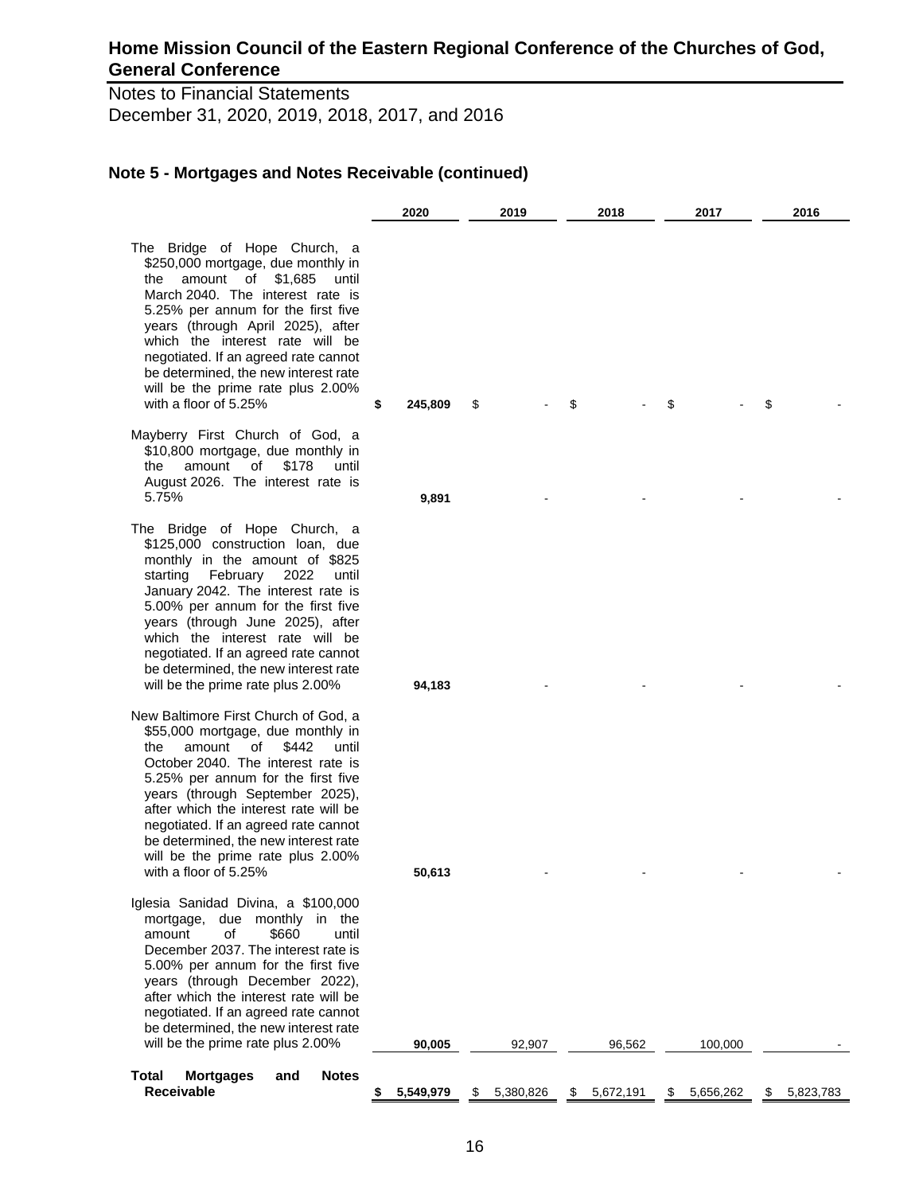**Home Mission Council of the Eastern Regional Conference of the Churches of God, General Conference**

Notes to Financial Statements
December 31, 2020, 2019, 2018, 2017, and 2016

## Note 5 - Mortgages and Notes Receivable (continued)

| | 2020 | 2019 | 2018 | 2017 | 2016 |
|---|---|---|---|---|---|
| The Bridge of Hope Church, a $250,000 mortgage, due monthly in the amount of $1,685 until March 2040. The interest rate is 5.25% per annum for the first five years (through April 2025), after which the interest rate will be negotiated. If an agreed rate cannot be determined, the new interest rate will be the prime rate plus 2.00% with a floor of 5.25% | **$ 245,809** | $ - | $ - | $ - | $ - |
| Mayberry First Church of God, a $10,800 mortgage, due monthly in the amount of $178 until August 2026. The interest rate is 5.75% | **9,891** | - | - | - | - |
| The Bridge of Hope Church, a $125,000 construction loan, due monthly in the amount of $825 starting February 2022 until January 2042. The interest rate is 5.00% per annum for the first five years (through June 2025), after which the interest rate will be negotiated. If an agreed rate cannot be determined, the new interest rate will be the prime rate plus 2.00% | **94,183** | - | - | - | - |
| New Baltimore First Church of God, a $55,000 mortgage, due monthly in the amount of $442 until October 2040. The interest rate is 5.25% per annum for the first five years (through September 2025), after which the interest rate will be negotiated. If an agreed rate cannot be determined, the new interest rate will be the prime rate plus 2.00% with a floor of 5.25% | **50,613** | - | - | - | - |
| Iglesia Sanidad Divina, a $100,000 mortgage, due monthly in the amount of $660 until December 2037. The interest rate is 5.00% per annum for the first five years (through December 2022), after which the interest rate will be negotiated. If an agreed rate cannot be determined, the new interest rate will be the prime rate plus 2.00% | **90,005** | 92,907 | 96,562 | 100,000 | - |
| **Total Mortgages and Notes Receivable** | **$ 5,549,979** | $ 5,380,826 | $ 5,672,191 | $ 5,656,262 | $ 5,823,783 |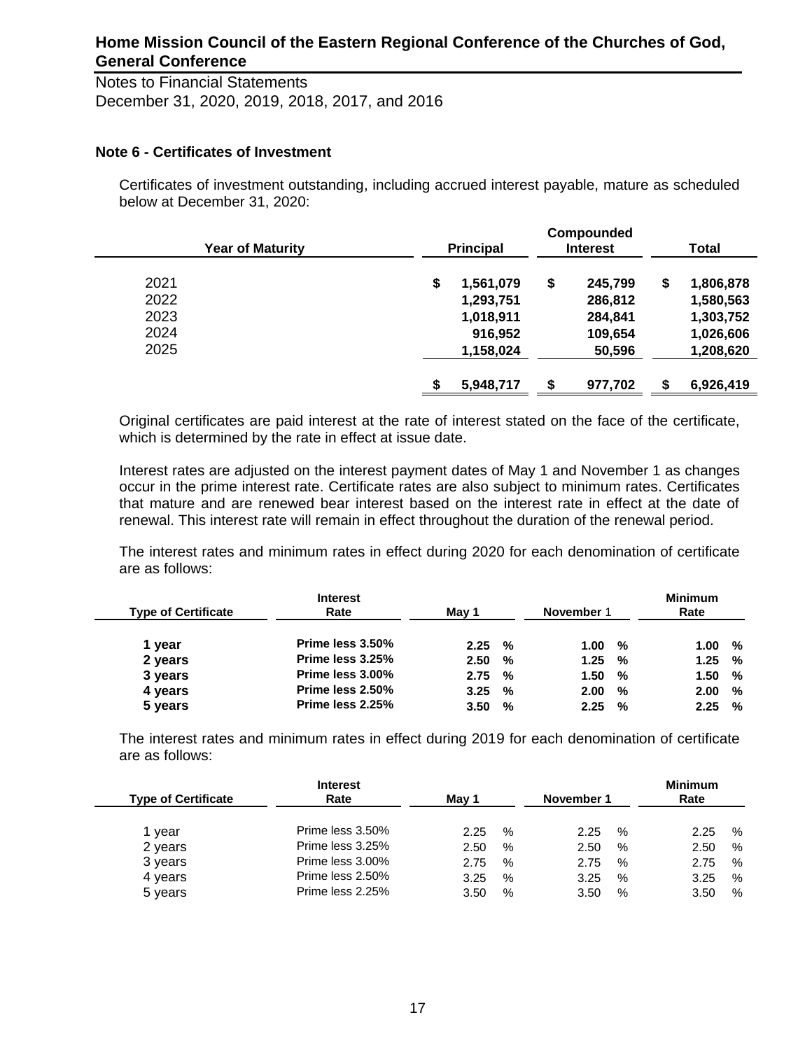# Home Mission Council of the Eastern Regional Conference of the Churches of God, General Conference

Notes to Financial Statements
December 31, 2020, 2019, 2018, 2017, and 2016

### Note 6 - Certificates of Investment

Certificates of investment outstanding, including accrued interest payable, mature as scheduled below at December 31, 2020:

| Year of Maturity | Principal | Compounded Interest | Total |
|---|---|---|---|
| 2021 | $ 1,561,079 | $ 245,799 | $ 1,806,878 |
| 2022 | 1,293,751 | 286,812 | 1,580,563 |
| 2023 | 1,018,911 | 284,841 | 1,303,752 |
| 2024 | 916,952 | 109,654 | 1,026,606 |
| 2025 | 1,158,024 | 50,596 | 1,208,620 |
| | $ 5,948,717 | $ 977,702 | $ 6,926,419 |

Original certificates are paid interest at the rate of interest stated on the face of the certificate, which is determined by the rate in effect at issue date.

Interest rates are adjusted on the interest payment dates of May 1 and November 1 as changes occur in the prime interest rate. Certificate rates are also subject to minimum rates. Certificates that mature and are renewed bear interest based on the interest rate in effect at the date of renewal. This interest rate will remain in effect throughout the duration of the renewal period.

The interest rates and minimum rates in effect during 2020 for each denomination of certificate are as follows:

| Type of Certificate | Interest Rate | May 1 | November 1 | Minimum Rate |
|---|---|---|---|---|
| **1 year** | **Prime less 3.50%** | **2.25 %** | **1.00 %** | **1.00 %** |
| **2 years** | **Prime less 3.25%** | **2.50 %** | **1.25 %** | **1.25 %** |
| **3 years** | **Prime less 3.00%** | **2.75 %** | **1.50 %** | **1.50 %** |
| **4 years** | **Prime less 2.50%** | **3.25 %** | **2.00 %** | **2.00 %** |
| **5 years** | **Prime less 2.25%** | **3.50 %** | **2.25 %** | **2.25 %** |

The interest rates and minimum rates in effect during 2019 for each denomination of certificate are as follows:

| Type of Certificate | Interest Rate | May 1 | November 1 | Minimum Rate |
|---|---|---|---|---|
| 1 year | Prime less 3.50% | 2.25 % | 2.25 % | 2.25 % |
| 2 years | Prime less 3.25% | 2.50 % | 2.50 % | 2.50 % |
| 3 years | Prime less 3.00% | 2.75 % | 2.75 % | 2.75 % |
| 4 years | Prime less 2.50% | 3.25 % | 3.25 % | 3.25 % |
| 5 years | Prime less 2.25% | 3.50 % | 3.50 % | 3.50 % |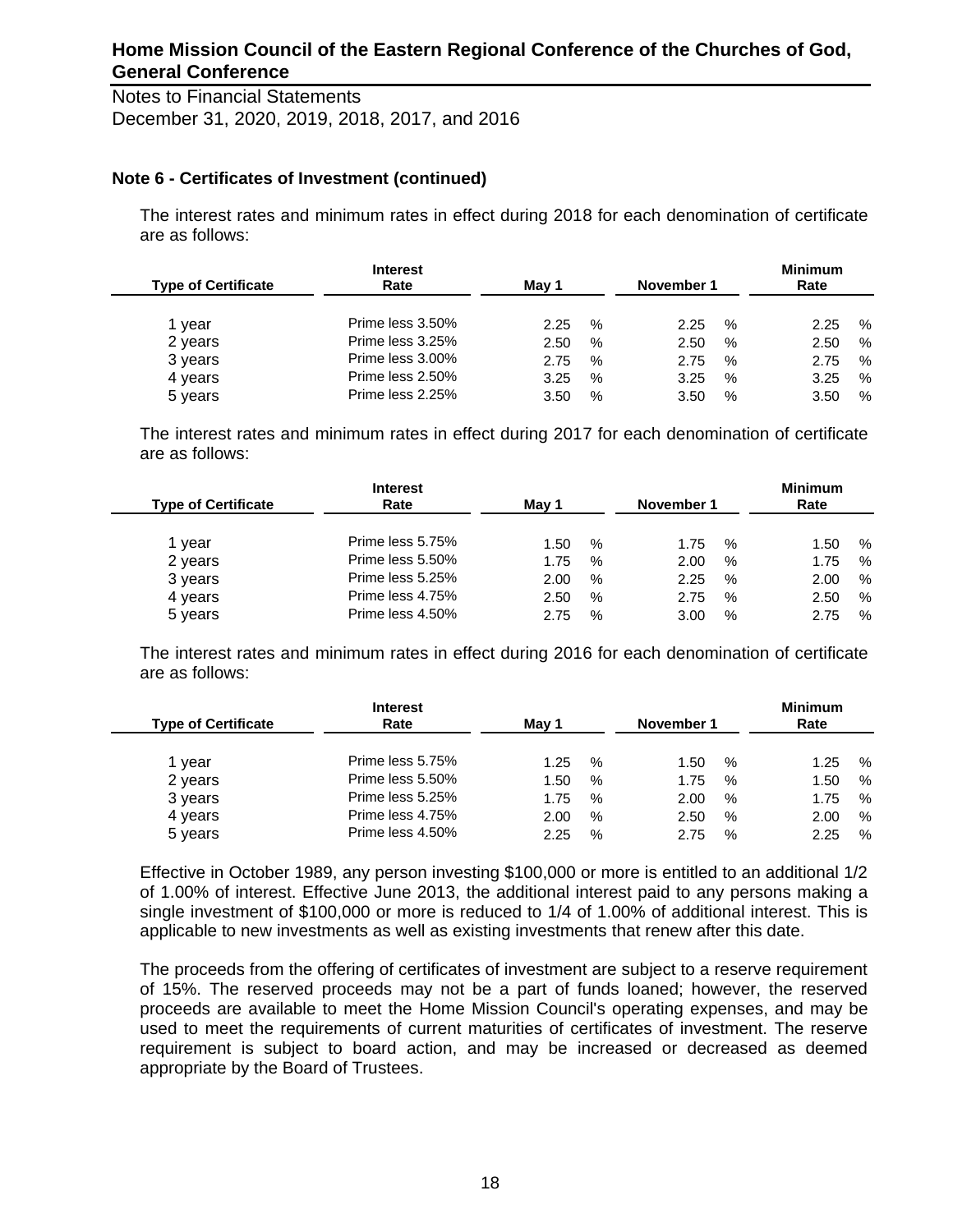## Note 6 - Certificates of Investment (continued)

The interest rates and minimum rates in effect during 2018 for each denomination of certificate are as follows:

| Type of Certificate | Interest Rate | May 1 | November 1 | Minimum Rate |
|---|---|---|---|---|
| 1 year | Prime less 3.50% | 2.25 % | 2.25 % | 2.25 % |
| 2 years | Prime less 3.25% | 2.50 % | 2.50 % | 2.50 % |
| 3 years | Prime less 3.00% | 2.75 % | 2.75 % | 2.75 % |
| 4 years | Prime less 2.50% | 3.25 % | 3.25 % | 3.25 % |
| 5 years | Prime less 2.25% | 3.50 % | 3.50 % | 3.50 % |

The interest rates and minimum rates in effect during 2017 for each denomination of certificate are as follows:

| Type of Certificate | Interest Rate | May 1 | November 1 | Minimum Rate |
|---|---|---|---|---|
| 1 year | Prime less 5.75% | 1.50 % | 1.75 % | 1.50 % |
| 2 years | Prime less 5.50% | 1.75 % | 2.00 % | 1.75 % |
| 3 years | Prime less 5.25% | 2.00 % | 2.25 % | 2.00 % |
| 4 years | Prime less 4.75% | 2.50 % | 2.75 % | 2.50 % |
| 5 years | Prime less 4.50% | 2.75 % | 3.00 % | 2.75 % |

The interest rates and minimum rates in effect during 2016 for each denomination of certificate are as follows:

| Type of Certificate | Interest Rate | May 1 | November 1 | Minimum Rate |
|---|---|---|---|---|
| 1 year | Prime less 5.75% | 1.25 % | 1.50 % | 1.25 % |
| 2 years | Prime less 5.50% | 1.50 % | 1.75 % | 1.50 % |
| 3 years | Prime less 5.25% | 1.75 % | 2.00 % | 1.75 % |
| 4 years | Prime less 4.75% | 2.00 % | 2.50 % | 2.00 % |
| 5 years | Prime less 4.50% | 2.25 % | 2.75 % | 2.25 % |

Effective in October 1989, any person investing $100,000 or more is entitled to an additional 1/2 of 1.00% of interest. Effective June 2013, the additional interest paid to any persons making a single investment of $100,000 or more is reduced to 1/4 of 1.00% of additional interest. This is applicable to new investments as well as existing investments that renew after this date.

The proceeds from the offering of certificates of investment are subject to a reserve requirement of 15%. The reserved proceeds may not be a part of funds loaned; however, the reserved proceeds are available to meet the Home Mission Council's operating expenses, and may be used to meet the requirements of current maturities of certificates of investment. The reserve requirement is subject to board action, and may be increased or decreased as deemed appropriate by the Board of Trustees.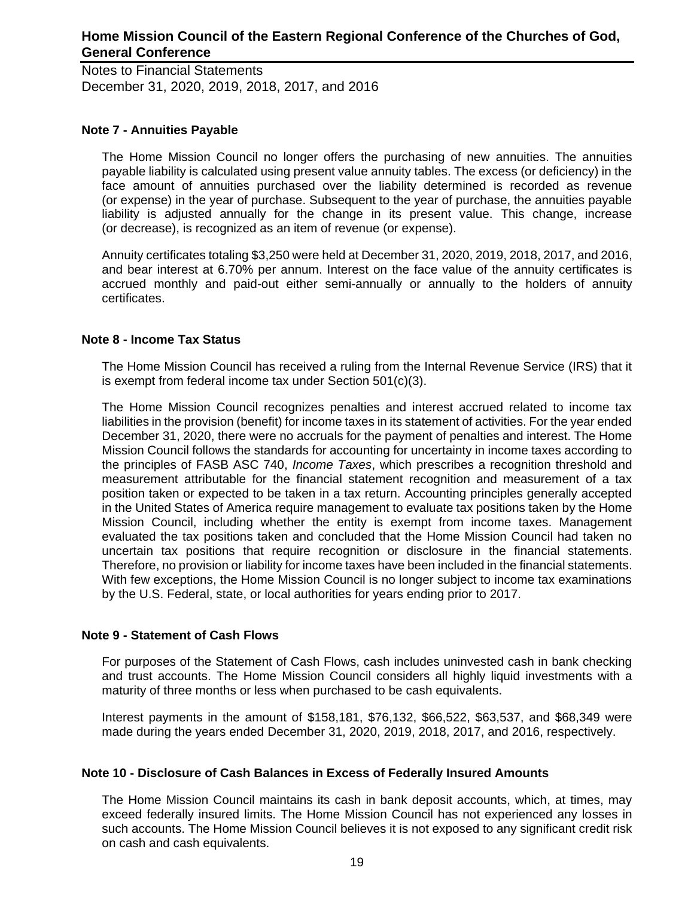## Note 7 - Annuities Payable

The Home Mission Council no longer offers the purchasing of new annuities. The annuities payable liability is calculated using present value annuity tables. The excess (or deficiency) in the face amount of annuities purchased over the liability determined is recorded as revenue (or expense) in the year of purchase. Subsequent to the year of purchase, the annuities payable liability is adjusted annually for the change in its present value. This change, increase (or decrease), is recognized as an item of revenue (or expense).

Annuity certificates totaling $3,250 were held at December 31, 2020, 2019, 2018, 2017, and 2016, and bear interest at 6.70% per annum. Interest on the face value of the annuity certificates is accrued monthly and paid-out either semi-annually or annually to the holders of annuity certificates.

## Note 8 - Income Tax Status

The Home Mission Council has received a ruling from the Internal Revenue Service (IRS) that it is exempt from federal income tax under Section 501(c)(3).

The Home Mission Council recognizes penalties and interest accrued related to income tax liabilities in the provision (benefit) for income taxes in its statement of activities. For the year ended December 31, 2020, there were no accruals for the payment of penalties and interest. The Home Mission Council follows the standards for accounting for uncertainty in income taxes according to the principles of FASB ASC 740, *Income Taxes*, which prescribes a recognition threshold and measurement attributable for the financial statement recognition and measurement of a tax position taken or expected to be taken in a tax return. Accounting principles generally accepted in the United States of America require management to evaluate tax positions taken by the Home Mission Council, including whether the entity is exempt from income taxes. Management evaluated the tax positions taken and concluded that the Home Mission Council had taken no uncertain tax positions that require recognition or disclosure in the financial statements. Therefore, no provision or liability for income taxes have been included in the financial statements. With few exceptions, the Home Mission Council is no longer subject to income tax examinations by the U.S. Federal, state, or local authorities for years ending prior to 2017.

## Note 9 - Statement of Cash Flows

For purposes of the Statement of Cash Flows, cash includes uninvested cash in bank checking and trust accounts. The Home Mission Council considers all highly liquid investments with a maturity of three months or less when purchased to be cash equivalents.

Interest payments in the amount of $158,181, $76,132, $66,522, $63,537, and $68,349 were made during the years ended December 31, 2020, 2019, 2018, 2017, and 2016, respectively.

## Note 10 - Disclosure of Cash Balances in Excess of Federally Insured Amounts

The Home Mission Council maintains its cash in bank deposit accounts, which, at times, may exceed federally insured limits. The Home Mission Council has not experienced any losses in such accounts. The Home Mission Council believes it is not exposed to any significant credit risk on cash and cash equivalents.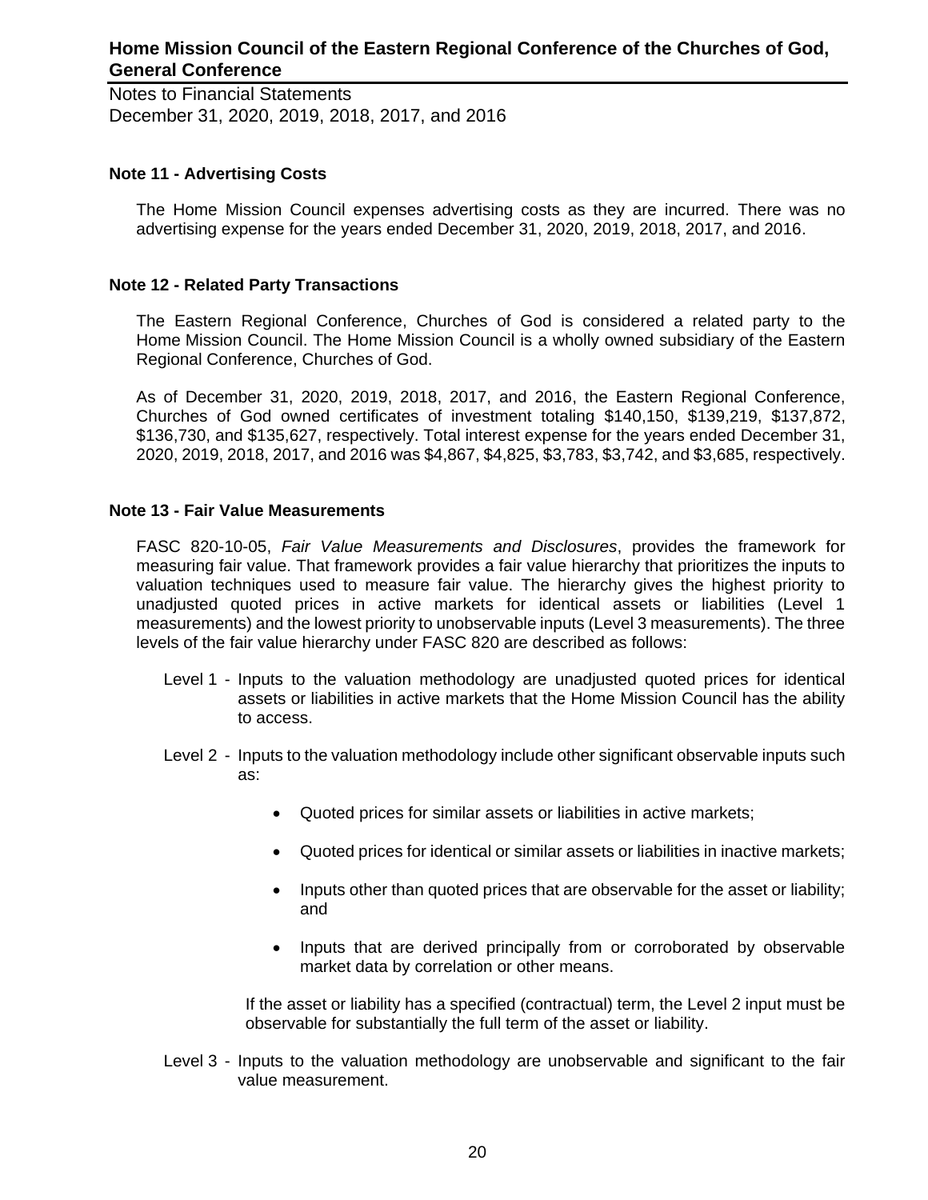## Note 11 - Advertising Costs

The Home Mission Council expenses advertising costs as they are incurred. There was no advertising expense for the years ended December 31, 2020, 2019, 2018, 2017, and 2016.

## Note 12 - Related Party Transactions

The Eastern Regional Conference, Churches of God is considered a related party to the Home Mission Council. The Home Mission Council is a wholly owned subsidiary of the Eastern Regional Conference, Churches of God.

As of December 31, 2020, 2019, 2018, 2017, and 2016, the Eastern Regional Conference, Churches of God owned certificates of investment totaling $140,150, $139,219, $137,872, $136,730, and $135,627, respectively. Total interest expense for the years ended December 31, 2020, 2019, 2018, 2017, and 2016 was $4,867, $4,825, $3,783, $3,742, and $3,685, respectively.

## Note 13 - Fair Value Measurements

FASC 820-10-05, *Fair Value Measurements and Disclosures*, provides the framework for measuring fair value. That framework provides a fair value hierarchy that prioritizes the inputs to valuation techniques used to measure fair value. The hierarchy gives the highest priority to unadjusted quoted prices in active markets for identical assets or liabilities (Level 1 measurements) and the lowest priority to unobservable inputs (Level 3 measurements). The three levels of the fair value hierarchy under FASC 820 are described as follows:

Level 1 - Inputs to the valuation methodology are unadjusted quoted prices for identical assets or liabilities in active markets that the Home Mission Council has the ability to access.

Level 2 - Inputs to the valuation methodology include other significant observable inputs such as:

- Quoted prices for similar assets or liabilities in active markets;
- Quoted prices for identical or similar assets or liabilities in inactive markets;
- Inputs other than quoted prices that are observable for the asset or liability; and
- Inputs that are derived principally from or corroborated by observable market data by correlation or other means.

If the asset or liability has a specified (contractual) term, the Level 2 input must be observable for substantially the full term of the asset or liability.

Level 3 - Inputs to the valuation methodology are unobservable and significant to the fair value measurement.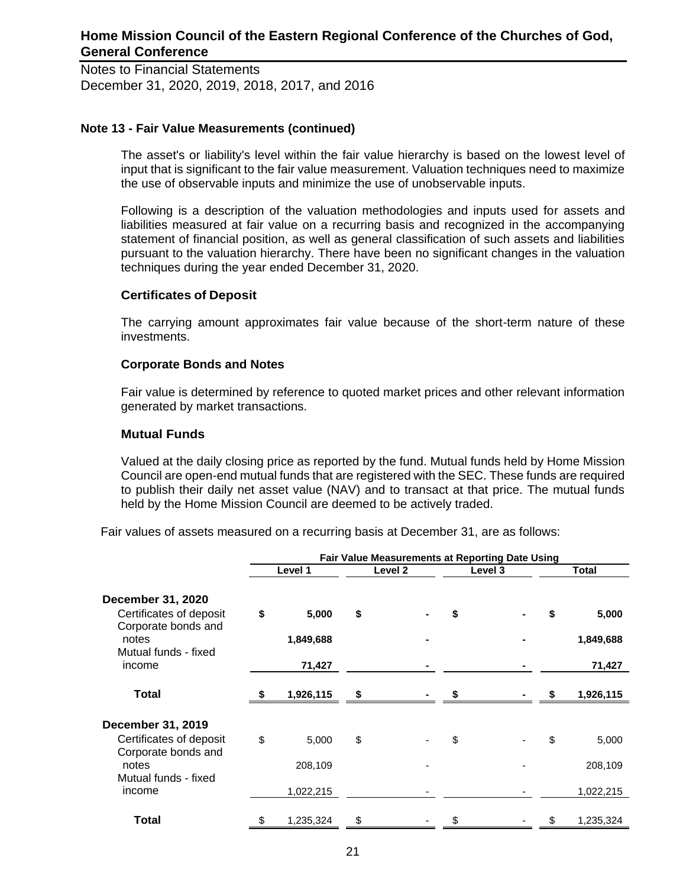# Home Mission Council of the Eastern Regional Conference of the Churches of God, General Conference

Notes to Financial Statements
December 31, 2020, 2019, 2018, 2017, and 2016

### Note 13 - Fair Value Measurements (continued)

The asset's or liability's level within the fair value hierarchy is based on the lowest level of input that is significant to the fair value measurement. Valuation techniques need to maximize the use of observable inputs and minimize the use of unobservable inputs.

Following is a description of the valuation methodologies and inputs used for assets and liabilities measured at fair value on a recurring basis and recognized in the accompanying statement of financial position, as well as general classification of such assets and liabilities pursuant to the valuation hierarchy. There have been no significant changes in the valuation techniques during the year ended December 31, 2020.

#### Certificates of Deposit

The carrying amount approximates fair value because of the short-term nature of these investments.

#### Corporate Bonds and Notes

Fair value is determined by reference to quoted market prices and other relevant information generated by market transactions.

#### Mutual Funds

Valued at the daily closing price as reported by the fund. Mutual funds held by Home Mission Council are open-end mutual funds that are registered with the SEC. These funds are required to publish their daily net asset value (NAV) and to transact at that price. The mutual funds held by the Home Mission Council are deemed to be actively traded.

Fair values of assets measured on a recurring basis at December 31, are as follows:

| | Fair Value Measurements at Reporting Date Using | | | |
|---|---|---|---|---|
| | Level 1 | Level 2 | Level 3 | Total |
| **December 31, 2020** | | | | |
| Certificates of deposit | **$ 5,000** | **$ -** | **$ -** | **$ 5,000** |
| Corporate bonds and notes | **1,849,688** | **-** | **-** | **1,849,688** |
| Mutual funds - fixed income | **71,427** | **-** | **-** | **71,427** |
| **Total** | **$ 1,926,115** | **$ -** | **$ -** | **$ 1,926,115** |
| **December 31, 2019** | | | | |
| Certificates of deposit | $ 5,000 | $ - | $ - | $ 5,000 |
| Corporate bonds and notes | 208,109 | - | - | 208,109 |
| Mutual funds - fixed income | 1,022,215 | - | - | 1,022,215 |
| **Total** | $ 1,235,324 | $ - | $ - | $ 1,235,324 |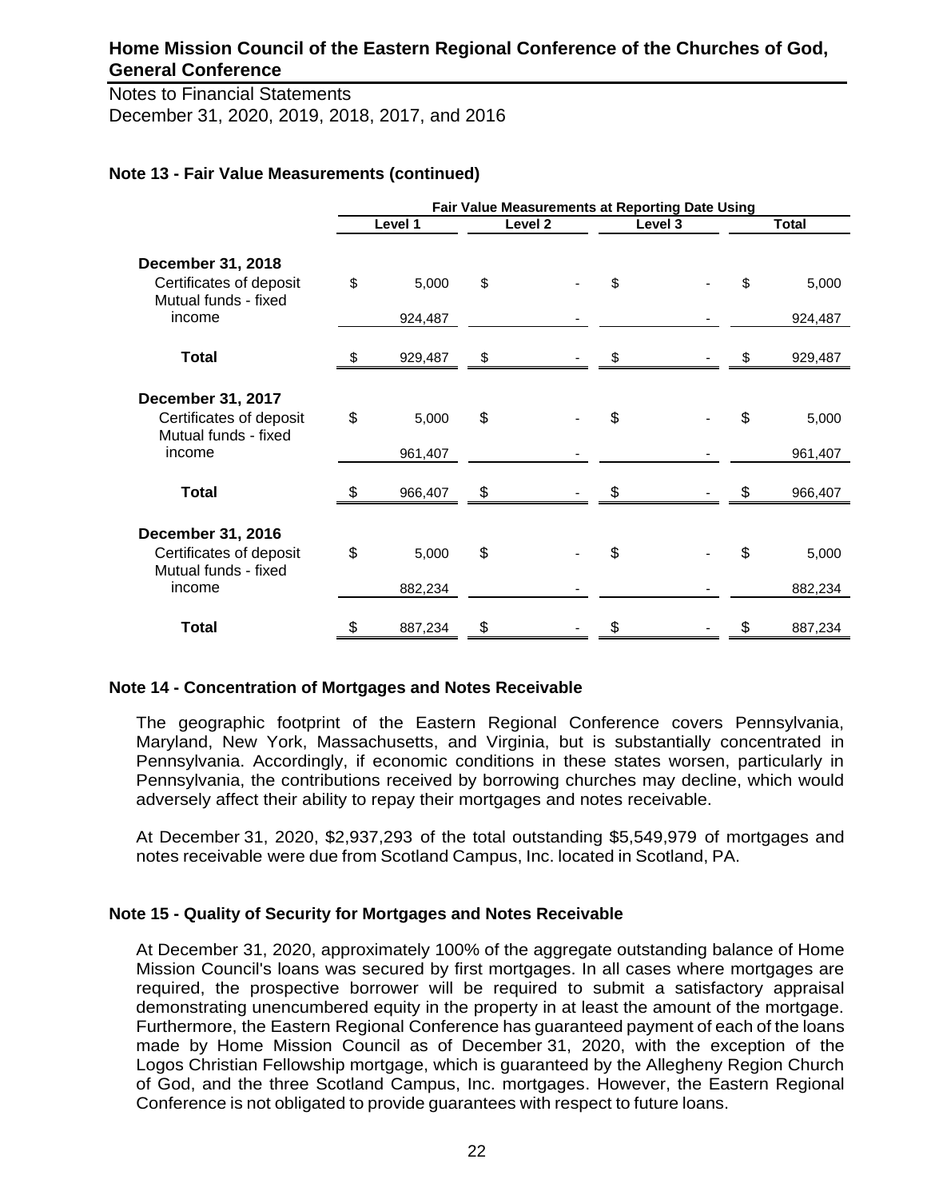**Home Mission Council of the Eastern Regional Conference of the Churches of God, General Conference**

Notes to Financial Statements
December 31, 2020, 2019, 2018, 2017, and 2016

### Note 13 - Fair Value Measurements (continued)

| | Fair Value Measurements at Reporting Date Using | | | |
|---|---|---|---|---|
| | Level 1 | Level 2 | Level 3 | Total |
| **December 31, 2018** | | | | |
| Certificates of deposit | $ 5,000 | $ - | $ - | $ 5,000 |
| Mutual funds - fixed income | 924,487 | - | - | 924,487 |
| **Total** | $ 929,487 | $ - | $ - | $ 929,487 |
| **December 31, 2017** | | | | |
| Certificates of deposit | $ 5,000 | $ - | $ - | $ 5,000 |
| Mutual funds - fixed income | 961,407 | - | - | 961,407 |
| **Total** | $ 966,407 | $ - | $ - | $ 966,407 |
| **December 31, 2016** | | | | |
| Certificates of deposit | $ 5,000 | $ - | $ - | $ 5,000 |
| Mutual funds - fixed income | 882,234 | - | - | 882,234 |
| **Total** | $ 887,234 | $ - | $ - | $ 887,234 |

### Note 14 - Concentration of Mortgages and Notes Receivable

The geographic footprint of the Eastern Regional Conference covers Pennsylvania, Maryland, New York, Massachusetts, and Virginia, but is substantially concentrated in Pennsylvania. Accordingly, if economic conditions in these states worsen, particularly in Pennsylvania, the contributions received by borrowing churches may decline, which would adversely affect their ability to repay their mortgages and notes receivable.

At December 31, 2020, $2,937,293 of the total outstanding $5,549,979 of mortgages and notes receivable were due from Scotland Campus, Inc. located in Scotland, PA.

### Note 15 - Quality of Security for Mortgages and Notes Receivable

At December 31, 2020, approximately 100% of the aggregate outstanding balance of Home Mission Council's loans was secured by first mortgages. In all cases where mortgages are required, the prospective borrower will be required to submit a satisfactory appraisal demonstrating unencumbered equity in the property in at least the amount of the mortgage. Furthermore, the Eastern Regional Conference has guaranteed payment of each of the loans made by Home Mission Council as of December 31, 2020, with the exception of the Logos Christian Fellowship mortgage, which is guaranteed by the Allegheny Region Church of God, and the three Scotland Campus, Inc. mortgages. However, the Eastern Regional Conference is not obligated to provide guarantees with respect to future loans.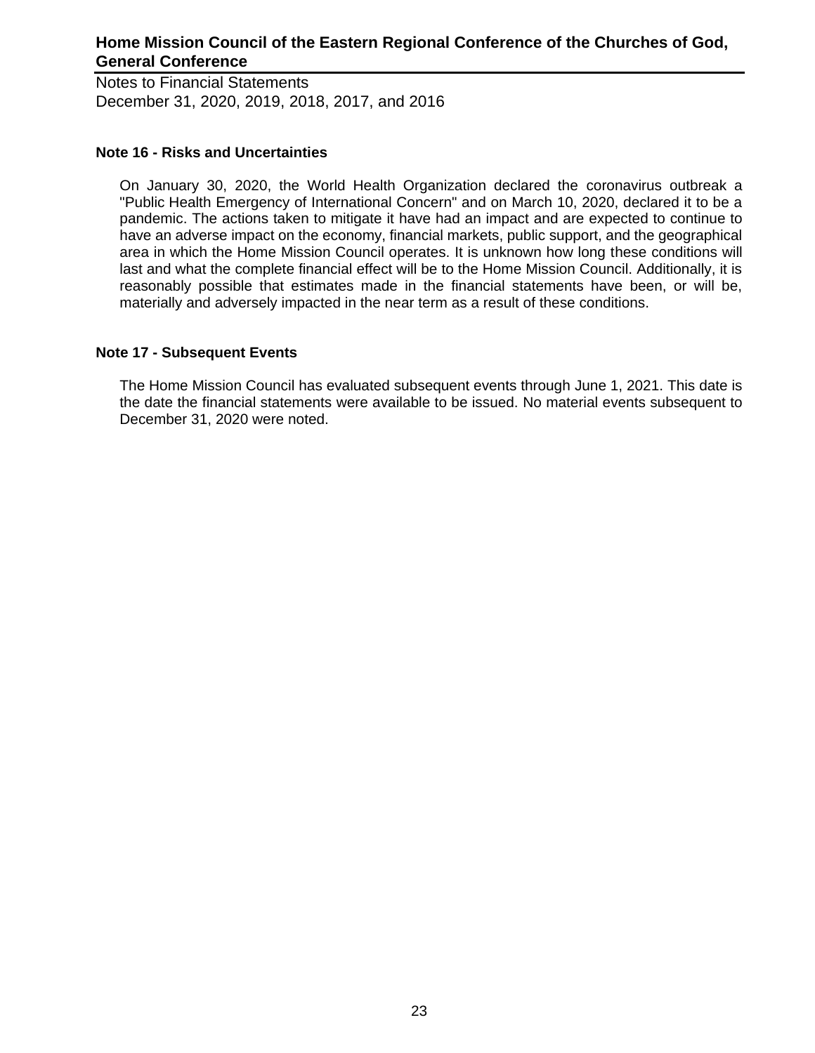### Note 16 - Risks and Uncertainties

On January 30, 2020, the World Health Organization declared the coronavirus outbreak a "Public Health Emergency of International Concern" and on March 10, 2020, declared it to be a pandemic. The actions taken to mitigate it have had an impact and are expected to continue to have an adverse impact on the economy, financial markets, public support, and the geographical area in which the Home Mission Council operates. It is unknown how long these conditions will last and what the complete financial effect will be to the Home Mission Council. Additionally, it is reasonably possible that estimates made in the financial statements have been, or will be, materially and adversely impacted in the near term as a result of these conditions.

### Note 17 - Subsequent Events

The Home Mission Council has evaluated subsequent events through June 1, 2021. This date is the date the financial statements were available to be issued. No material events subsequent to December 31, 2020 were noted.